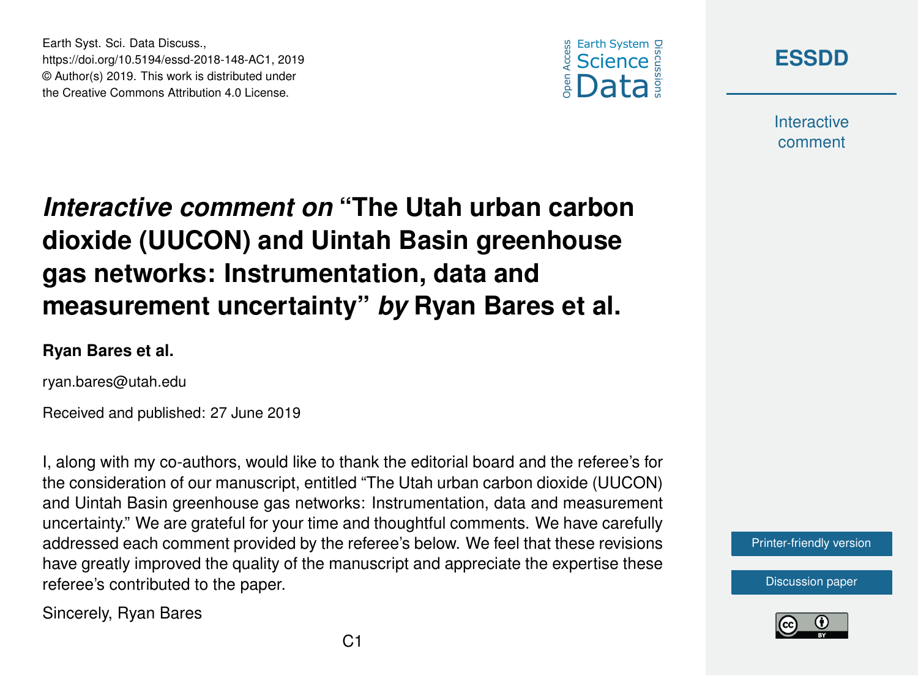# *Interactive comment on* "The Utah urban carbon dioxide (UUCON) and Uintah Basin greenhouse gas networks: Instrumentation, data and measurement uncertainty" *by* Ryan Bares et al.

**Ryan Bares et al.**

ryan.bares@utah.edu

Received and published: 27 June 2019

I, along with my co-authors, would like to thank the editorial board and the referee's for the consideration of our manuscript, entitled "The Utah urban carbon dioxide (UUCON) and Uintah Basin greenhouse gas networks: Instrumentation, data and measurement uncertainty." We are grateful for your time and thoughtful comments. We have carefully addressed each comment provided by the referee's below. We feel that these revisions have greatly improved the quality of the manuscript and appreciate the expertise these referee's contributed to the paper.

Sincerely, Ryan Bares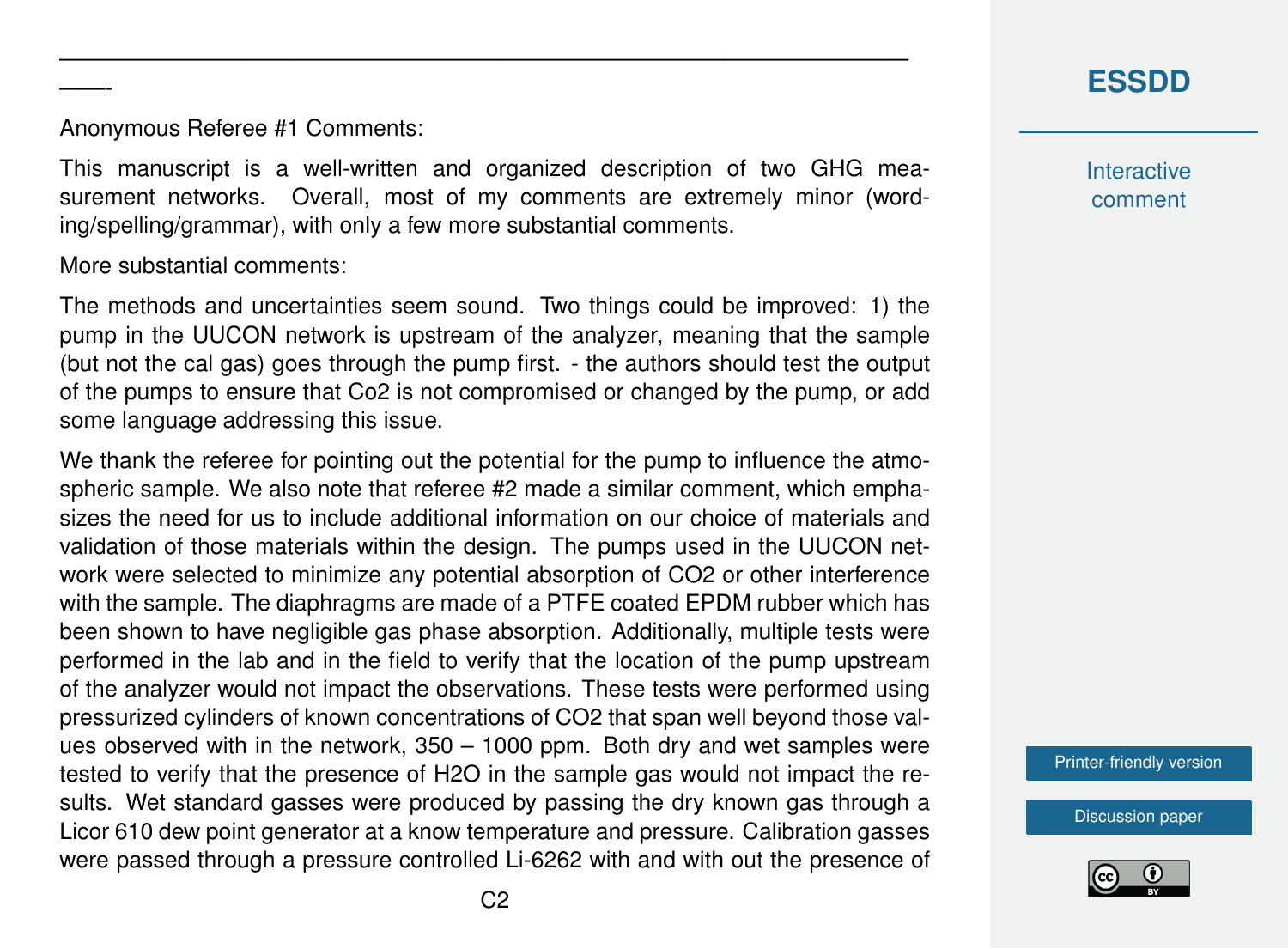Anonymous Referee #1 Comments:

This manuscript is a well-written and organized description of two GHG measurement networks. Overall, most of my comments are extremely minor (wording/spelling/grammar), with only a few more substantial comments.

More substantial comments:

The methods and uncertainties seem sound. Two things could be improved: 1) the pump in the UUCON network is upstream of the analyzer, meaning that the sample (but not the cal gas) goes through the pump first. - the authors should test the output of the pumps to ensure that Co2 is not compromised or changed by the pump, or add some language addressing this issue.

We thank the referee for pointing out the potential for the pump to influence the atmospheric sample. We also note that referee #2 made a similar comment, which emphasizes the need for us to include additional information on our choice of materials and validation of those materials within the design. The pumps used in the UUCON network were selected to minimize any potential absorption of $CO_2$ or other interference with the sample. The diaphragms are made of a PTFE coated EPDM rubber which has been shown to have negligible gas phase absorption. Additionally, multiple tests were performed in the lab and in the field to verify that the location of the pump upstream of the analyzer would not impact the observations. These tests were performed using pressurized cylinders of known concentrations of $CO_2$ that span well beyond those values observed with in the network, 350 – 1000 ppm. Both dry and wet samples were tested to verify that the presence of $H_2O$ in the sample gas would not impact the results. Wet standard gasses were produced by passing the dry known gas through a Licor 610 dew point generator at a know temperature and pressure. Calibration gasses were passed through a pressure controlled Li-6262 with and with out the presence of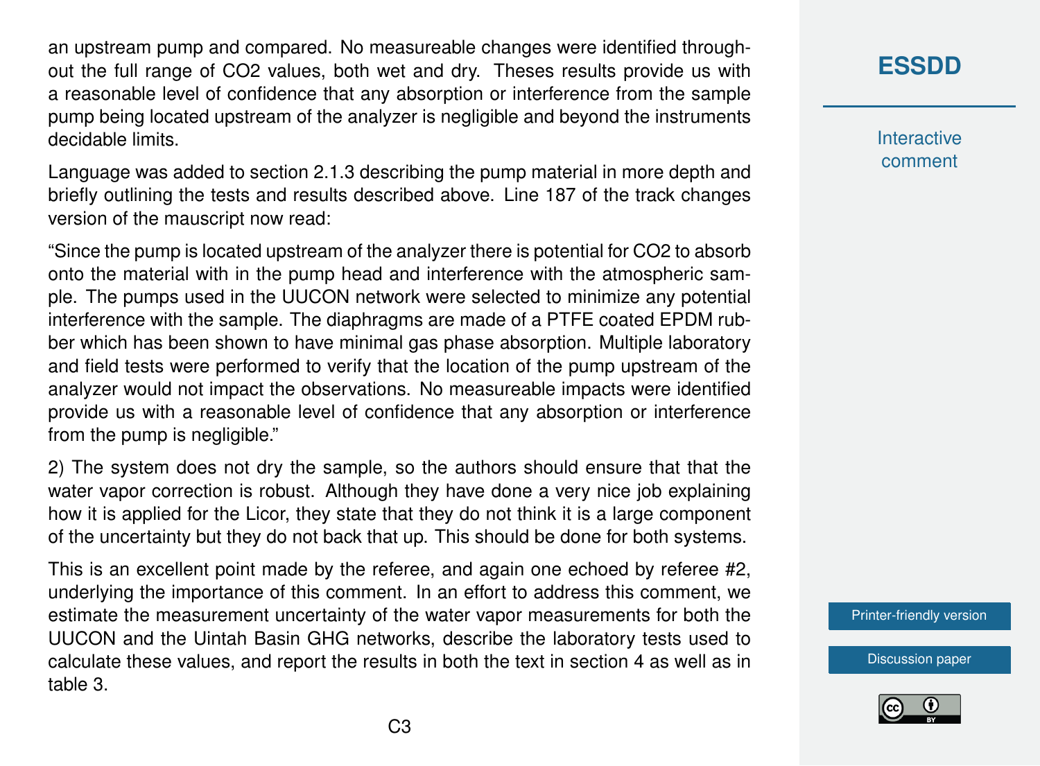an upstream pump and compared. No measureable changes were identified throughout the full range of $CO_2$ values, both wet and dry. Theses results provide us with a reasonable level of confidence that any absorption or interference from the sample pump being located upstream of the analyzer is negligible and beyond the instruments decidable limits.

Language was added to section 2.1.3 describing the pump material in more depth and briefly outlining the tests and results described above. Line 187 of the track changes version of the mauscript now read:

"Since the pump is located upstream of the analyzer there is potential for $CO_2$ to absorb onto the material with in the pump head and interference with the atmospheric sample. The pumps used in the UUCON network were selected to minimize any potential interference with the sample. The diaphragms are made of a PTFE coated EPDM rubber which has been shown to have minimal gas phase absorption. Multiple laboratory and field tests were performed to verify that the location of the pump upstream of the analyzer would not impact the observations. No measureable impacts were identified provide us with a reasonable level of confidence that any absorption or interference from the pump is negligible."

2) The system does not dry the sample, so the authors should ensure that that the water vapor correction is robust. Although they have done a very nice job explaining how it is applied for the Licor, they state that they do not think it is a large component of the uncertainty but they do not back that up. This should be done for both systems.

This is an excellent point made by the referee, and again one echoed by referee #2, underlying the importance of this comment. In an effort to address this comment, we estimate the measurement uncertainty of the water vapor measurements for both the UUCON and the Uintah Basin GHG networks, describe the laboratory tests used to calculate these values, and report the results in both the text in section 4 as well as in table 3.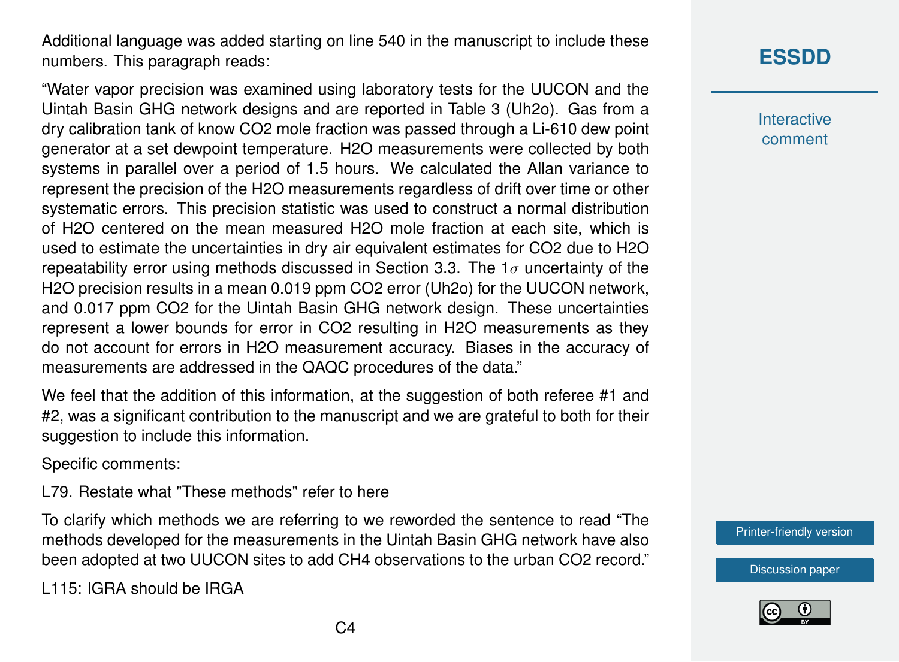Additional language was added starting on line 540 in the manuscript to include these numbers. This paragraph reads:

"Water vapor precision was examined using laboratory tests for the UUCON and the Uintah Basin GHG network designs and are reported in Table 3 (Uh2o). Gas from a dry calibration tank of know CO2 mole fraction was passed through a Li-610 dew point generator at a set dewpoint temperature. H2O measurements were collected by both systems in parallel over a period of 1.5 hours. We calculated the Allan variance to represent the precision of the H2O measurements regardless of drift over time or other systematic errors. This precision statistic was used to construct a normal distribution of H2O centered on the mean measured H2O mole fraction at each site, which is used to estimate the uncertainties in dry air equivalent estimates for CO2 due to H2O repeatability error using methods discussed in Section 3.3. The 1$\sigma$ uncertainty of the H2O precision results in a mean 0.019 ppm CO2 error (Uh2o) for the UUCON network, and 0.017 ppm CO2 for the Uintah Basin GHG network design. These uncertainties represent a lower bounds for error in CO2 resulting in H2O measurements as they do not account for errors in H2O measurement accuracy. Biases in the accuracy of measurements are addressed in the QAQC procedures of the data."

We feel that the addition of this information, at the suggestion of both referee #1 and #2, was a significant contribution to the manuscript and we are grateful to both for their suggestion to include this information.

Specific comments:

L79. Restate what "These methods" refer to here

To clarify which methods we are referring to we reworded the sentence to read "The methods developed for the measurements in the Uintah Basin GHG network have also been adopted at two UUCON sites to add CH4 observations to the urban CO2 record."

L115: IGRA should be IRGA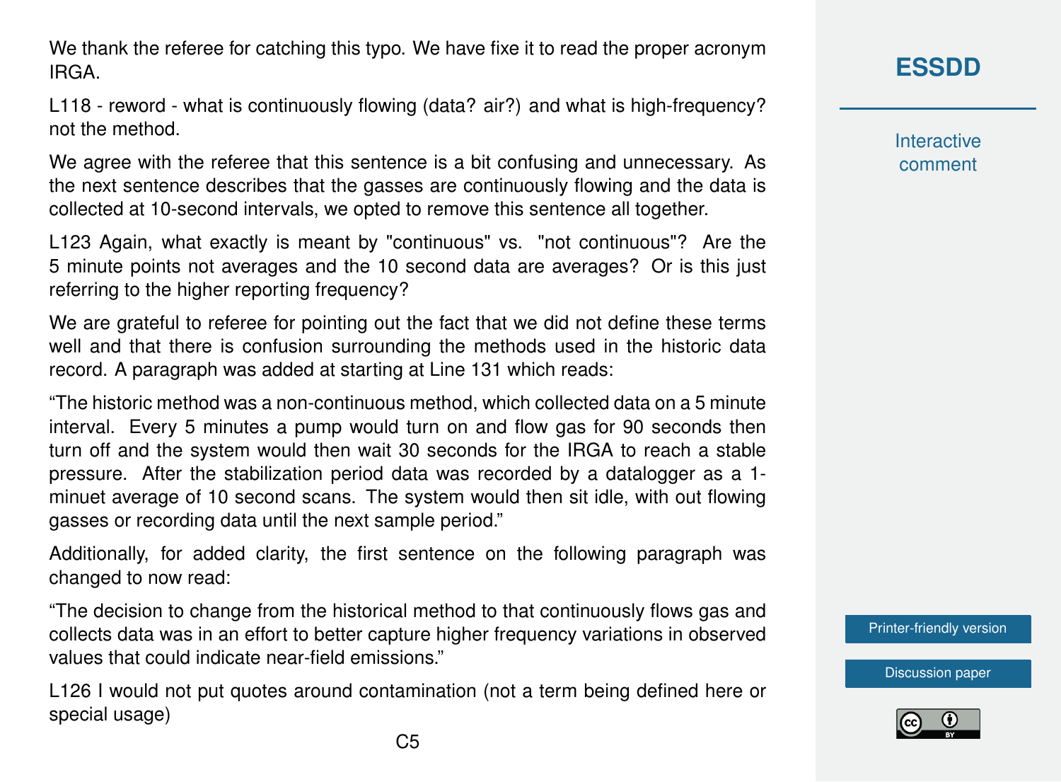We thank the referee for catching this typo. We have fixe it to read the proper acronym IRGA.

L118 - reword - what is continuously flowing (data? air?) and what is high-frequency? not the method.

We agree with the referee that this sentence is a bit confusing and unnecessary. As the next sentence describes that the gasses are continuously flowing and the data is collected at 10-second intervals, we opted to remove this sentence all together.

L123 Again, what exactly is meant by "continuous" vs. "not continuous"? Are the 5 minute points not averages and the 10 second data are averages? Or is this just referring to the higher reporting frequency?

We are grateful to referee for pointing out the fact that we did not define these terms well and that there is confusion surrounding the methods used in the historic data record. A paragraph was added at starting at Line 131 which reads:

"The historic method was a non-continuous method, which collected data on a 5 minute interval. Every 5 minutes a pump would turn on and flow gas for 90 seconds then turn off and the system would then wait 30 seconds for the IRGA to reach a stable pressure. After the stabilization period data was recorded by a datalogger as a 1-minuet average of 10 second scans. The system would then sit idle, with out flowing gasses or recording data until the next sample period."

Additionally, for added clarity, the first sentence on the following paragraph was changed to now read:

"The decision to change from the historical method to that continuously flows gas and collects data was in an effort to better capture higher frequency variations in observed values that could indicate near-field emissions."

L126 I would not put quotes around contamination (not a term being defined here or special usage)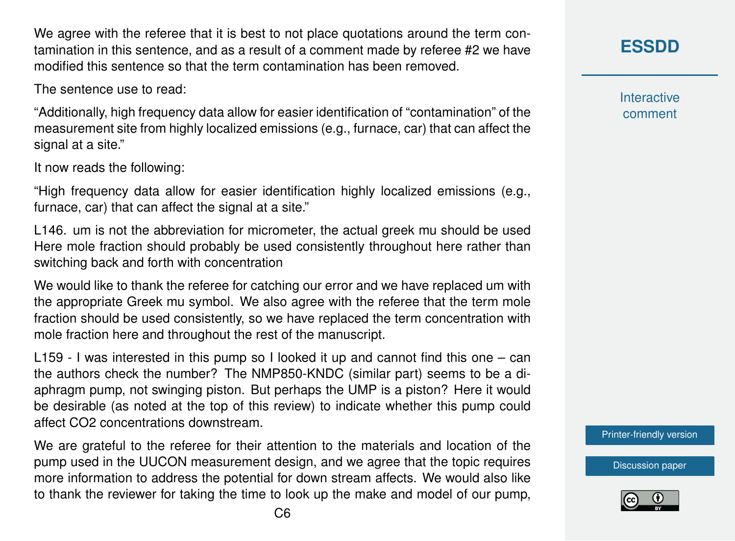We agree with the referee that it is best to not place quotations around the term contamination in this sentence, and as a result of a comment made by referee #2 we have modified this sentence so that the term contamination has been removed.

The sentence use to read:

"Additionally, high frequency data allow for easier identification of "contamination" of the measurement site from highly localized emissions (e.g., furnace, car) that can affect the signal at a site."

It now reads the following:

"High frequency data allow for easier identification highly localized emissions (e.g., furnace, car) that can affect the signal at a site."

L146. um is not the abbreviation for micrometer, the actual greek mu should be used Here mole fraction should probably be used consistently throughout here rather than switching back and forth with concentration

We would like to thank the referee for catching our error and we have replaced um with the appropriate Greek mu symbol. We also agree with the referee that the term mole fraction should be used consistently, so we have replaced the term concentration with mole fraction here and throughout the rest of the manuscript.

L159 - I was interested in this pump so I looked it up and cannot find this one – can the authors check the number? The NMP850-KNDC (similar part) seems to be a diaphragm pump, not swinging piston. But perhaps the UMP is a piston? Here it would be desirable (as noted at the top of this review) to indicate whether this pump could affect $CO_2$ concentrations downstream.

We are grateful to the referee for their attention to the materials and location of the pump used in the UUCON measurement design, and we agree that the topic requires more information to address the potential for down stream affects. We would also like to thank the reviewer for taking the time to look up the make and model of our pump,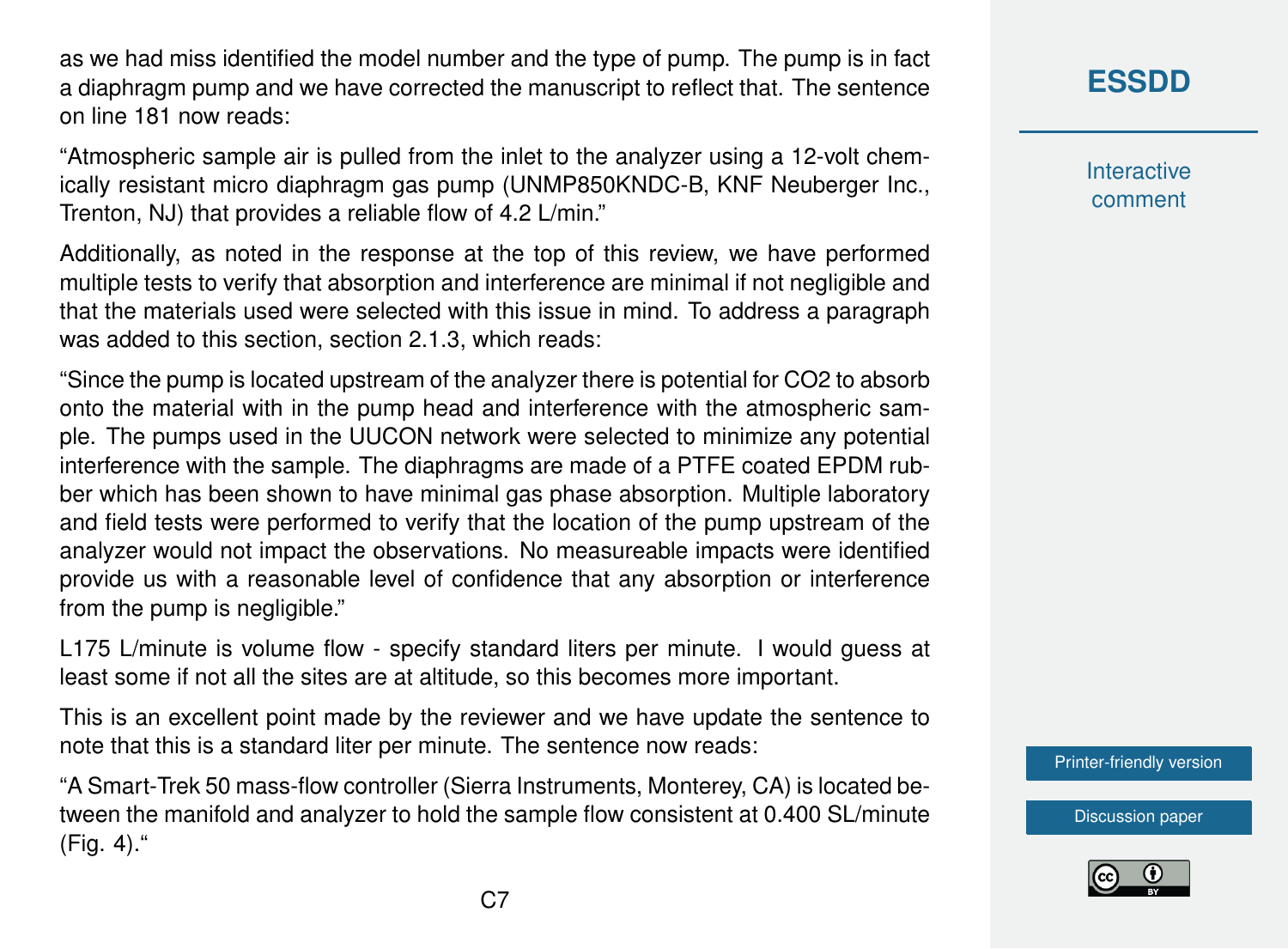as we had miss identified the model number and the type of pump. The pump is in fact a diaphragm pump and we have corrected the manuscript to reflect that. The sentence on line 181 now reads:

"Atmospheric sample air is pulled from the inlet to the analyzer using a 12-volt chemically resistant micro diaphragm gas pump (UNMP850KNDC-B, KNF Neuberger Inc., Trenton, NJ) that provides a reliable flow of 4.2 L/min."

Additionally, as noted in the response at the top of this review, we have performed multiple tests to verify that absorption and interference are minimal if not negligible and that the materials used were selected with this issue in mind. To address a paragraph was added to this section, section 2.1.3, which reads:

"Since the pump is located upstream of the analyzer there is potential for CO2 to absorb onto the material with in the pump head and interference with the atmospheric sample. The pumps used in the UUCON network were selected to minimize any potential interference with the sample. The diaphragms are made of a PTFE coated EPDM rubber which has been shown to have minimal gas phase absorption. Multiple laboratory and field tests were performed to verify that the location of the pump upstream of the analyzer would not impact the observations. No measureable impacts were identified provide us with a reasonable level of confidence that any absorption or interference from the pump is negligible."

L175 L/minute is volume flow - specify standard liters per minute. I would guess at least some if not all the sites are at altitude, so this becomes more important.

This is an excellent point made by the reviewer and we have update the sentence to note that this is a standard liter per minute. The sentence now reads:

"A Smart-Trek 50 mass-flow controller (Sierra Instruments, Monterey, CA) is located between the manifold and analyzer to hold the sample flow consistent at 0.400 SL/minute (Fig. 4)."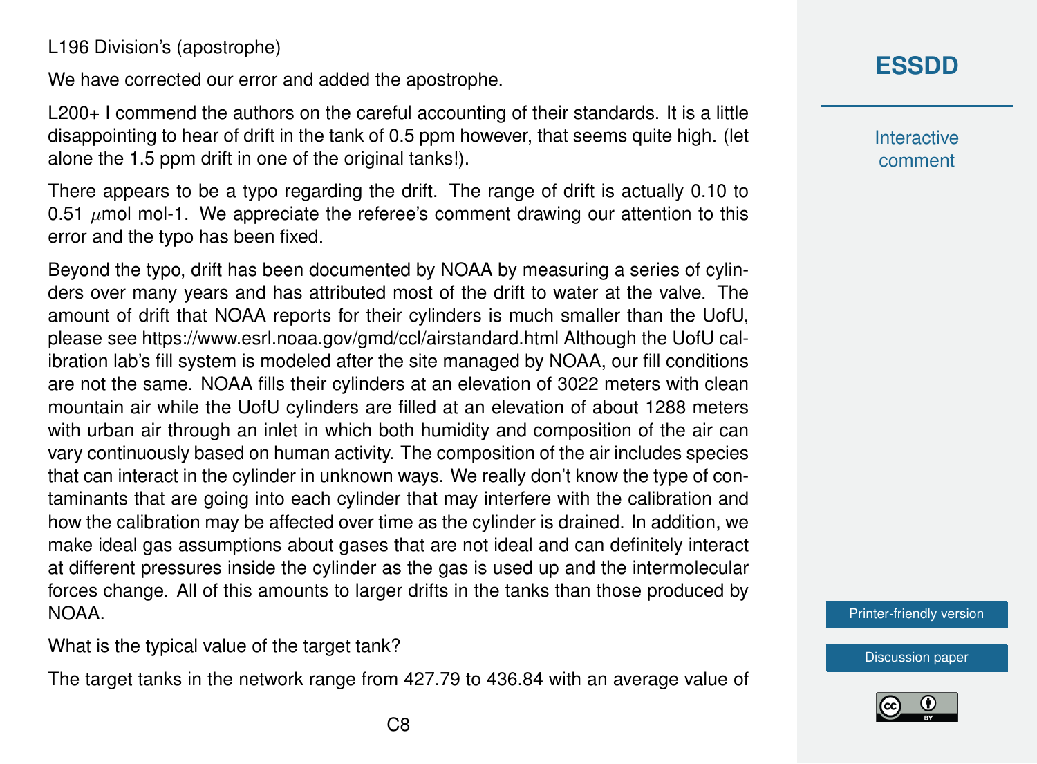L196 Division's (apostrophe)

We have corrected our error and added the apostrophe.

L200+ I commend the authors on the careful accounting of their standards. It is a little disappointing to hear of drift in the tank of 0.5 ppm however, that seems quite high. (let alone the 1.5 ppm drift in one of the original tanks!).

There appears to be a typo regarding the drift. The range of drift is actually 0.10 to 0.51 $\mu$mol mol-1. We appreciate the referee's comment drawing our attention to this error and the typo has been fixed.

Beyond the typo, drift has been documented by NOAA by measuring a series of cylinders over many years and has attributed most of the drift to water at the valve. The amount of drift that NOAA reports for their cylinders is much smaller than the UofU, please see https://www.esrl.noaa.gov/gmd/ccl/airstandard.html Although the UofU calibration lab's fill system is modeled after the site managed by NOAA, our fill conditions are not the same. NOAA fills their cylinders at an elevation of 3022 meters with clean mountain air while the UofU cylinders are filled at an elevation of about 1288 meters with urban air through an inlet in which both humidity and composition of the air can vary continuously based on human activity. The composition of the air includes species that can interact in the cylinder in unknown ways. We really don't know the type of contaminants that are going into each cylinder that may interfere with the calibration and how the calibration may be affected over time as the cylinder is drained. In addition, we make ideal gas assumptions about gases that are not ideal and can definitely interact at different pressures inside the cylinder as the gas is used up and the intermolecular forces change. All of this amounts to larger drifts in the tanks than those produced by NOAA.

What is the typical value of the target tank?

The target tanks in the network range from 427.79 to 436.84 with an average value of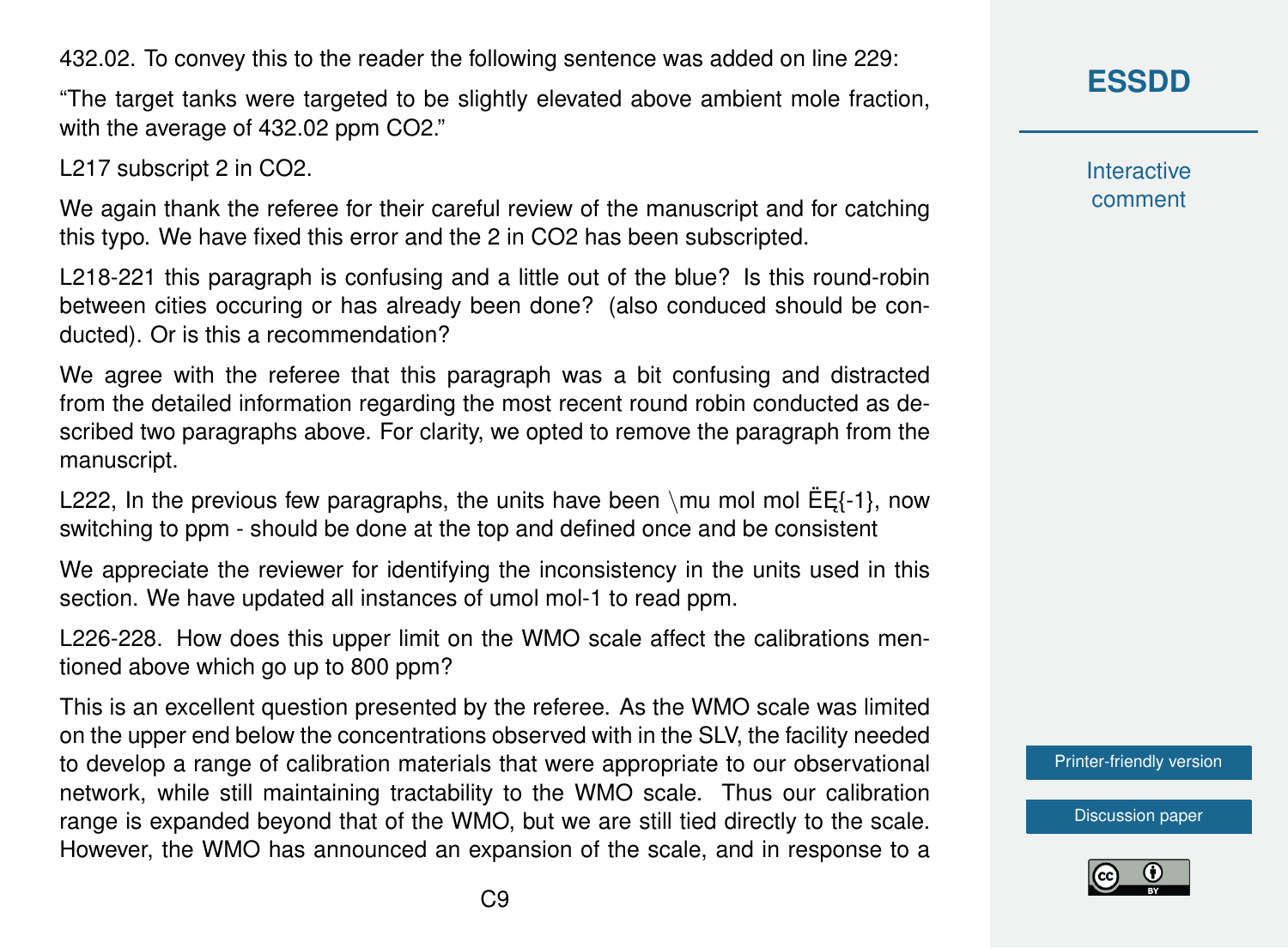432.02. To convey this to the reader the following sentence was added on line 229:

"The target tanks were targeted to be slightly elevated above ambient mole fraction, with the average of 432.02 ppm $CO_2$."

L217 subscript 2 in $CO_2$.

We again thank the referee for their careful review of the manuscript and for catching this typo. We have fixed this error and the 2 in $CO_2$ has been subscripted.

L218-221 this paragraph is confusing and a little out of the blue? Is this round-robin between cities occuring or has already been done? (also conduced should be conducted). Or is this a recommendation?

We agree with the referee that this paragraph was a bit confusing and distracted from the detailed information regarding the most recent round robin conducted as described two paragraphs above. For clarity, we opted to remove the paragraph from the manuscript.

L222, In the previous few paragraphs, the units have been \mu mol mol ËĘ{-1}, now switching to ppm - should be done at the top and defined once and be consistent

We appreciate the reviewer for identifying the inconsistency in the units used in this section. We have updated all instances of umol mol-1 to read ppm.

L226-228. How does this upper limit on the WMO scale affect the calibrations mentioned above which go up to 800 ppm?

This is an excellent question presented by the referee. As the WMO scale was limited on the upper end below the concentrations observed with in the SLV, the facility needed to develop a range of calibration materials that were appropriate to our observational network, while still maintaining tractability to the WMO scale. Thus our calibration range is expanded beyond that of the WMO, but we are still tied directly to the scale. However, the WMO has announced an expansion of the scale, and in response to a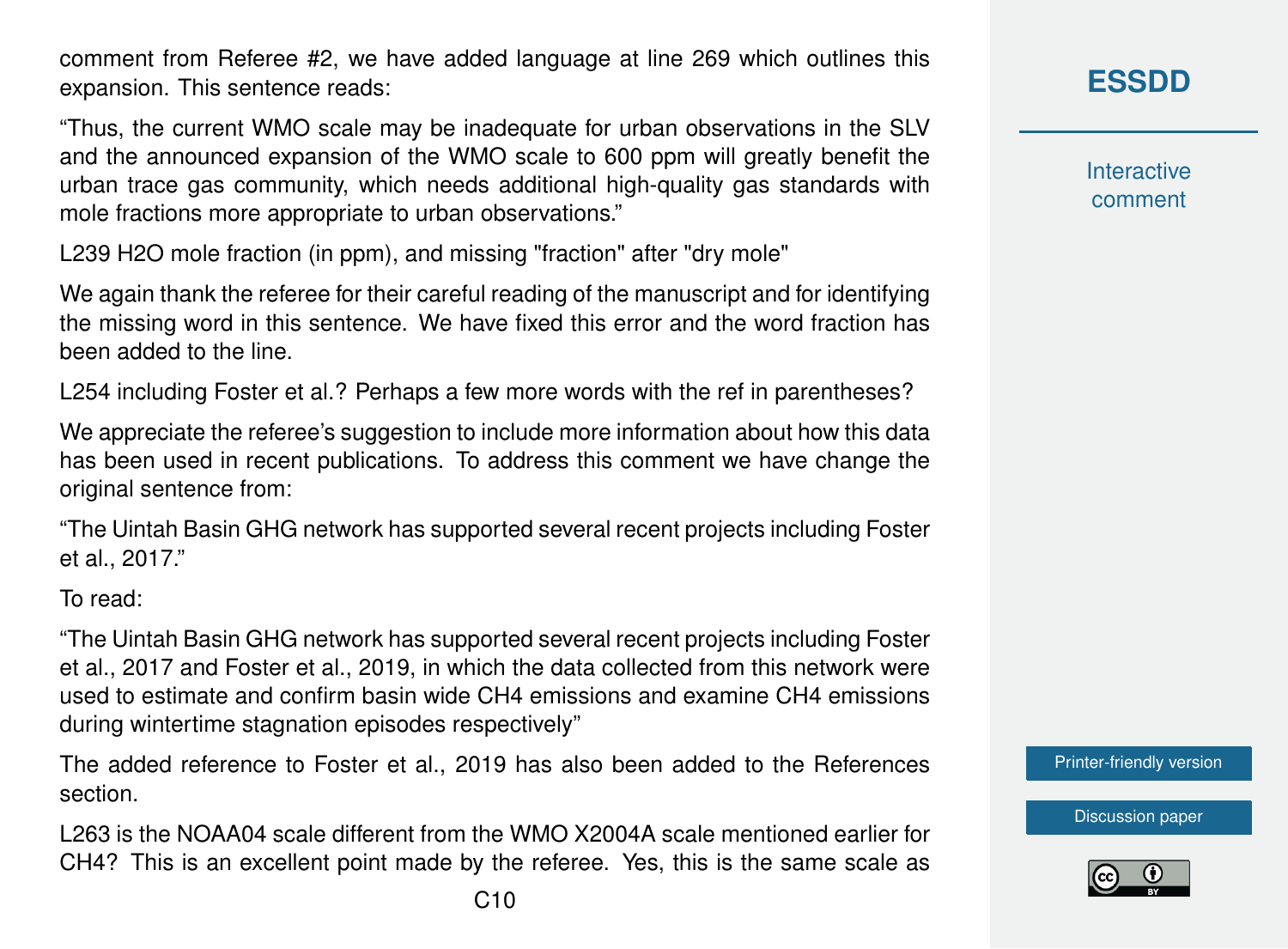comment from Referee #2, we have added language at line 269 which outlines this expansion. This sentence reads:

"Thus, the current WMO scale may be inadequate for urban observations in the SLV and the announced expansion of the WMO scale to 600 ppm will greatly benefit the urban trace gas community, which needs additional high-quality gas standards with mole fractions more appropriate to urban observations."

L239 $H_2O$ mole fraction (in ppm), and missing "fraction" after "dry mole"

We again thank the referee for their careful reading of the manuscript and for identifying the missing word in this sentence. We have fixed this error and the word fraction has been added to the line.

L254 including Foster et al.? Perhaps a few more words with the ref in parentheses?

We appreciate the referee's suggestion to include more information about how this data has been used in recent publications. To address this comment we have change the original sentence from:

"The Uintah Basin GHG network has supported several recent projects including Foster et al., 2017."

To read:

"The Uintah Basin GHG network has supported several recent projects including Foster et al., 2017 and Foster et al., 2019, in which the data collected from this network were used to estimate and confirm basin wide $CH_4$ emissions and examine $CH_4$ emissions during wintertime stagnation episodes respectively"

The added reference to Foster et al., 2019 has also been added to the References section.

L263 is the NOAA04 scale different from the WMO X2004A scale mentioned earlier for $CH_4$? This is an excellent point made by the referee. Yes, this is the same scale as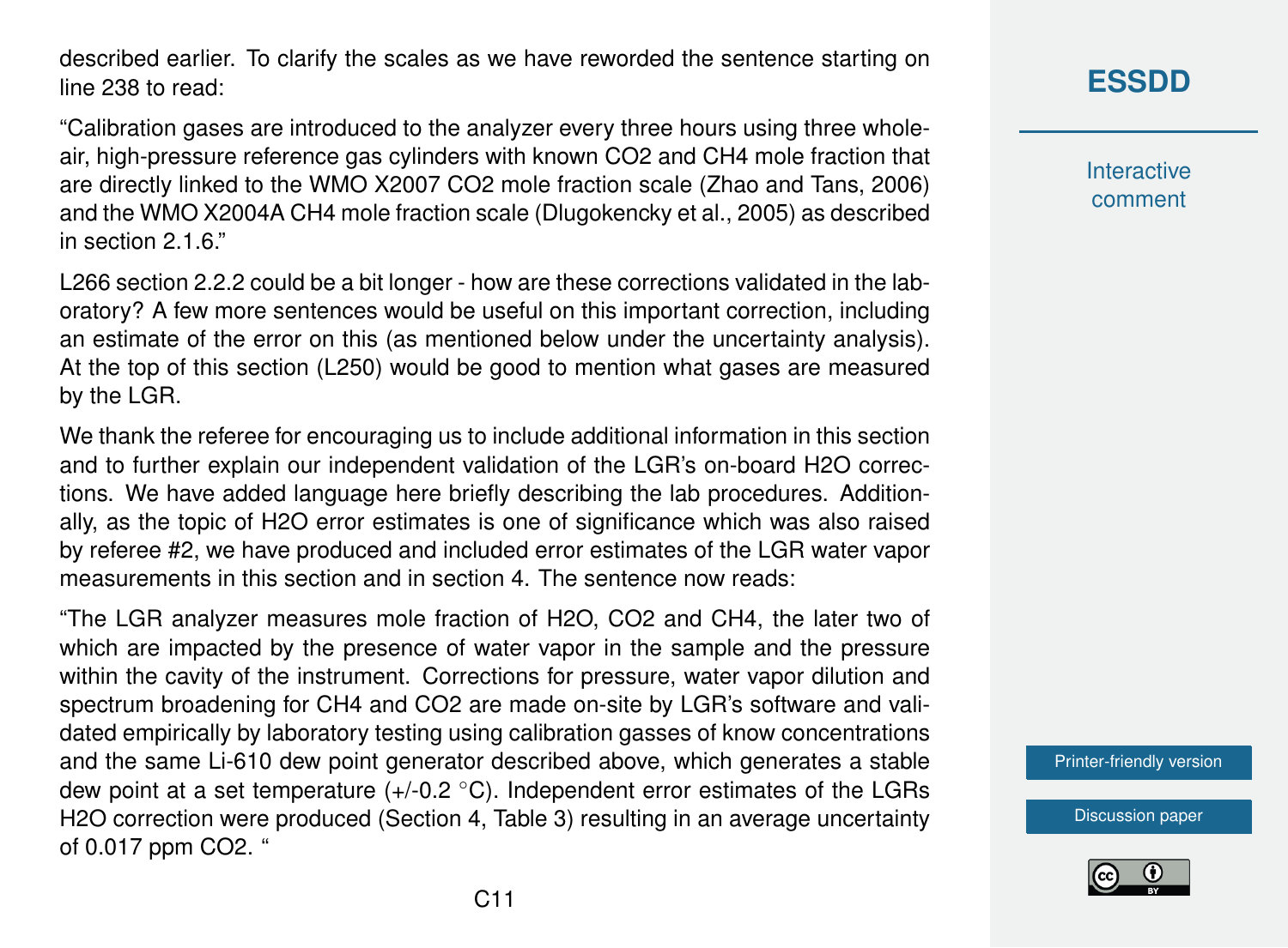described earlier. To clarify the scales as we have reworded the sentence starting on line 238 to read:

"Calibration gases are introduced to the analyzer every three hours using three whole-air, high-pressure reference gas cylinders with known $CO_2$ and $CH_4$ mole fraction that are directly linked to the WMO X2007 $CO_2$ mole fraction scale (Zhao and Tans, 2006) and the WMO X2004A $CH_4$ mole fraction scale (Dlugokencky et al., 2005) as described in section 2.1.6."

L266 section 2.2.2 could be a bit longer - how are these corrections validated in the laboratory? A few more sentences would be useful on this important correction, including an estimate of the error on this (as mentioned below under the uncertainty analysis). At the top of this section (L250) would be good to mention what gases are measured by the LGR.

We thank the referee for encouraging us to include additional information in this section and to further explain our independent validation of the LGR's on-board $H_2O$ corrections. We have added language here briefly describing the lab procedures. Additionally, as the topic of $H_2O$ error estimates is one of significance which was also raised by referee #2, we have produced and included error estimates of the LGR water vapor measurements in this section and in section 4. The sentence now reads:

"The LGR analyzer measures mole fraction of $H_2O$, $CO_2$ and $CH_4$, the later two of which are impacted by the presence of water vapor in the sample and the pressure within the cavity of the instrument. Corrections for pressure, water vapor dilution and spectrum broadening for $CH_4$ and $CO_2$ are made on-site by LGR's software and validated empirically by laboratory testing using calibration gasses of know concentrations and the same Li-610 dew point generator described above, which generates a stable dew point at a set temperature (+/-0.2 °C). Independent error estimates of the LGRs $H_2O$ correction were produced (Section 4, Table 3) resulting in an average uncertainty of 0.017 ppm $CO_2$. "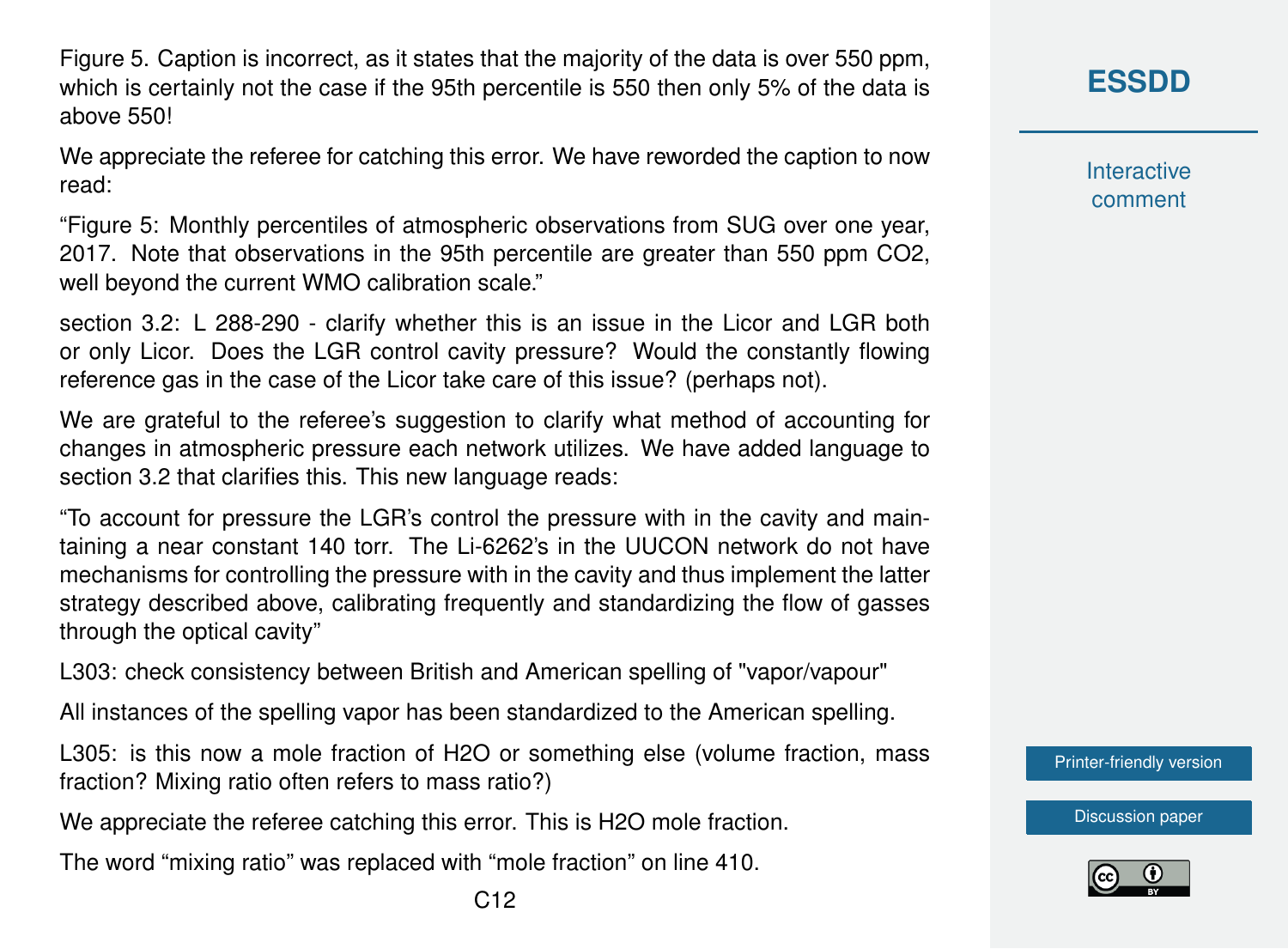Figure 5. Caption is incorrect, as it states that the majority of the data is over 550 ppm, which is certainly not the case if the 95th percentile is 550 then only 5% of the data is above 550!

We appreciate the referee for catching this error. We have reworded the caption to now read:

"Figure 5: Monthly percentiles of atmospheric observations from SUG over one year, 2017. Note that observations in the 95th percentile are greater than 550 ppm CO2, well beyond the current WMO calibration scale."

section 3.2: L 288-290 - clarify whether this is an issue in the Licor and LGR both or only Licor. Does the LGR control cavity pressure? Would the constantly flowing reference gas in the case of the Licor take care of this issue? (perhaps not).

We are grateful to the referee's suggestion to clarify what method of accounting for changes in atmospheric pressure each network utilizes. We have added language to section 3.2 that clarifies this. This new language reads:

"To account for pressure the LGR's control the pressure with in the cavity and maintaining a near constant 140 torr. The Li-6262's in the UUCON network do not have mechanisms for controlling the pressure with in the cavity and thus implement the latter strategy described above, calibrating frequently and standardizing the flow of gasses through the optical cavity"

L303: check consistency between British and American spelling of "vapor/vapour"

All instances of the spelling vapor has been standardized to the American spelling.

L305: is this now a mole fraction of H2O or something else (volume fraction, mass fraction? Mixing ratio often refers to mass ratio?)

We appreciate the referee catching this error. This is H2O mole fraction.

The word "mixing ratio" was replaced with "mole fraction" on line 410.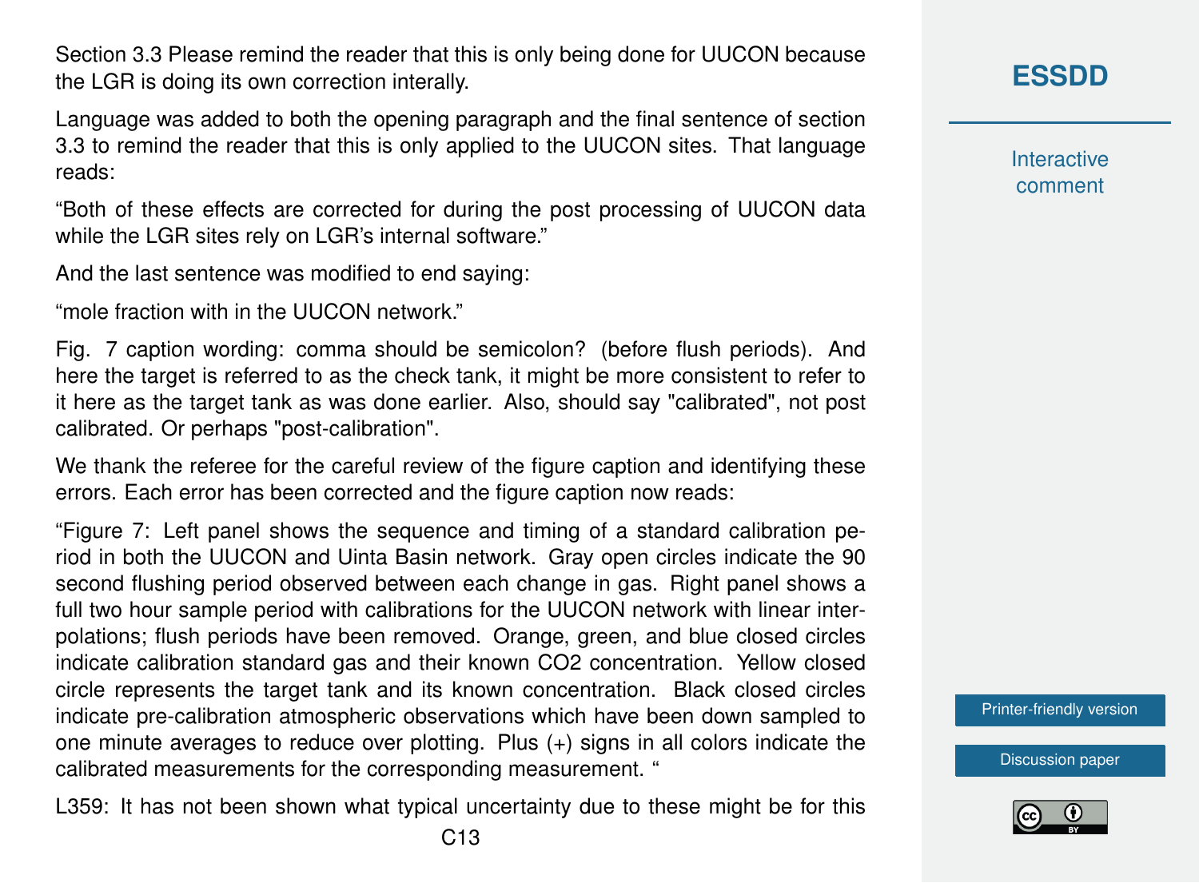Section 3.3 Please remind the reader that this is only being done for UUCON because the LGR is doing its own correction interally.

Language was added to both the opening paragraph and the final sentence of section 3.3 to remind the reader that this is only applied to the UUCON sites. That language reads:

"Both of these effects are corrected for during the post processing of UUCON data while the LGR sites rely on LGR's internal software."

And the last sentence was modified to end saying:

"mole fraction with in the UUCON network."

Fig. 7 caption wording: comma should be semicolon? (before flush periods). And here the target is referred to as the check tank, it might be more consistent to refer to it here as the target tank as was done earlier. Also, should say "calibrated", not post calibrated. Or perhaps "post-calibration".

We thank the referee for the careful review of the figure caption and identifying these errors. Each error has been corrected and the figure caption now reads:

"Figure 7: Left panel shows the sequence and timing of a standard calibration period in both the UUCON and Uinta Basin network. Gray open circles indicate the 90 second flushing period observed between each change in gas. Right panel shows a full two hour sample period with calibrations for the UUCON network with linear interpolations; flush periods have been removed. Orange, green, and blue closed circles indicate calibration standard gas and their known $CO_2$ concentration. Yellow closed circle represents the target tank and its known concentration. Black closed circles indicate pre-calibration atmospheric observations which have been down sampled to one minute averages to reduce over plotting. Plus (+) signs in all colors indicate the calibrated measurements for the corresponding measurement. "

L359: It has not been shown what typical uncertainty due to these might be for this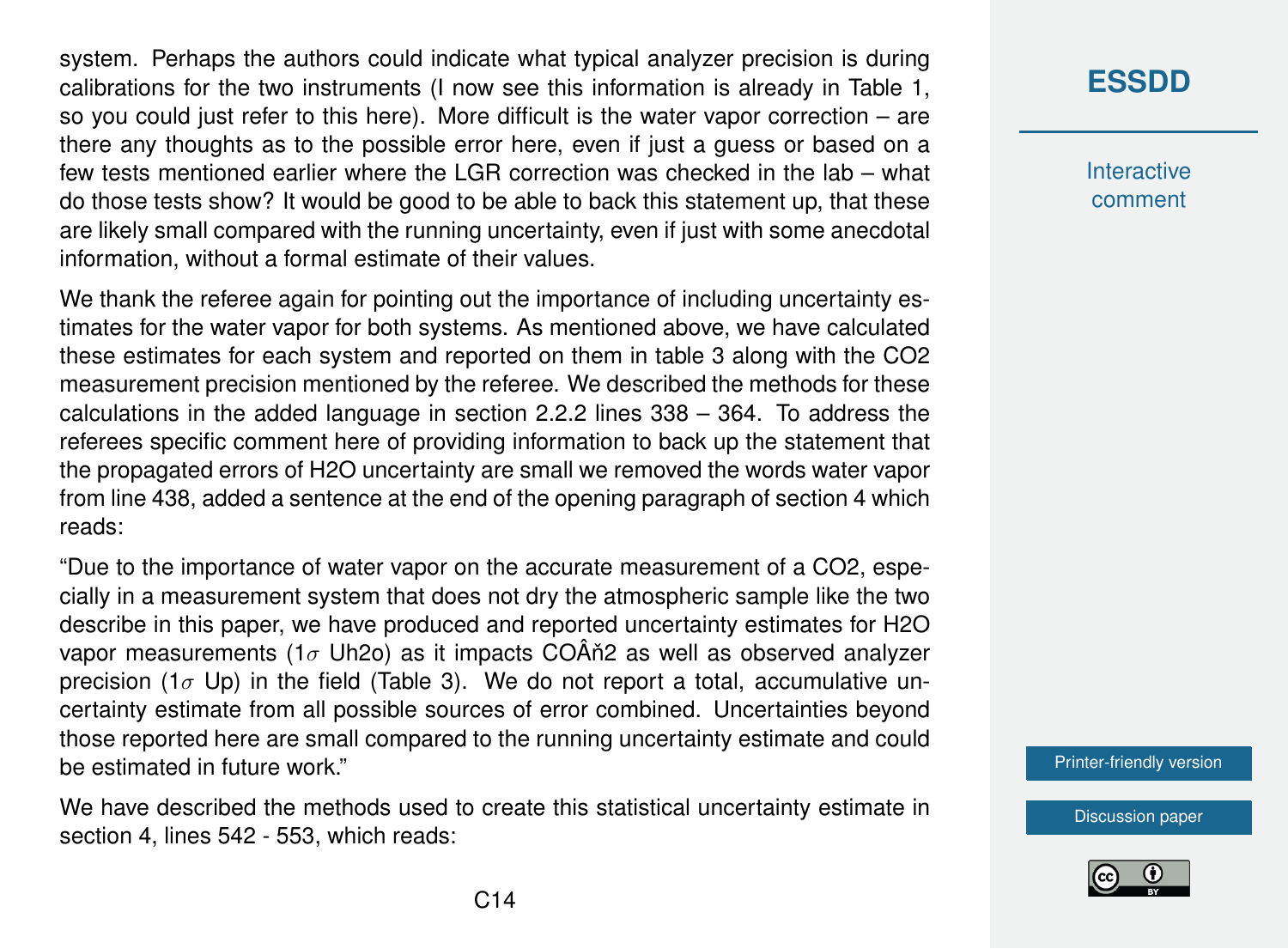system. Perhaps the authors could indicate what typical analyzer precision is during calibrations for the two instruments (I now see this information is already in Table 1, so you could just refer to this here). More difficult is the water vapor correction – are there any thoughts as to the possible error here, even if just a guess or based on a few tests mentioned earlier where the LGR correction was checked in the lab – what do those tests show? It would be good to be able to back this statement up, that these are likely small compared with the running uncertainty, even if just with some anecdotal information, without a formal estimate of their values.

We thank the referee again for pointing out the importance of including uncertainty estimates for the water vapor for both systems. As mentioned above, we have calculated these estimates for each system and reported on them in table 3 along with the CO2 measurement precision mentioned by the referee. We described the methods for these calculations in the added language in section 2.2.2 lines 338 – 364. To address the referees specific comment here of providing information to back up the statement that the propagated errors of H2O uncertainty are small we removed the words water vapor from line 438, added a sentence at the end of the opening paragraph of section 4 which reads:

"Due to the importance of water vapor on the accurate measurement of a CO2, especially in a measurement system that does not dry the atmospheric sample like the two describe in this paper, we have produced and reported uncertainty estimates for H2O vapor measurements (1$\sigma$ Uh2o) as it impacts COÂň2 as well as observed analyzer precision (1$\sigma$ Up) in the field (Table 3). We do not report a total, accumulative uncertainty estimate from all possible sources of error combined. Uncertainties beyond those reported here are small compared to the running uncertainty estimate and could be estimated in future work."

We have described the methods used to create this statistical uncertainty estimate in section 4, lines 542 - 553, which reads: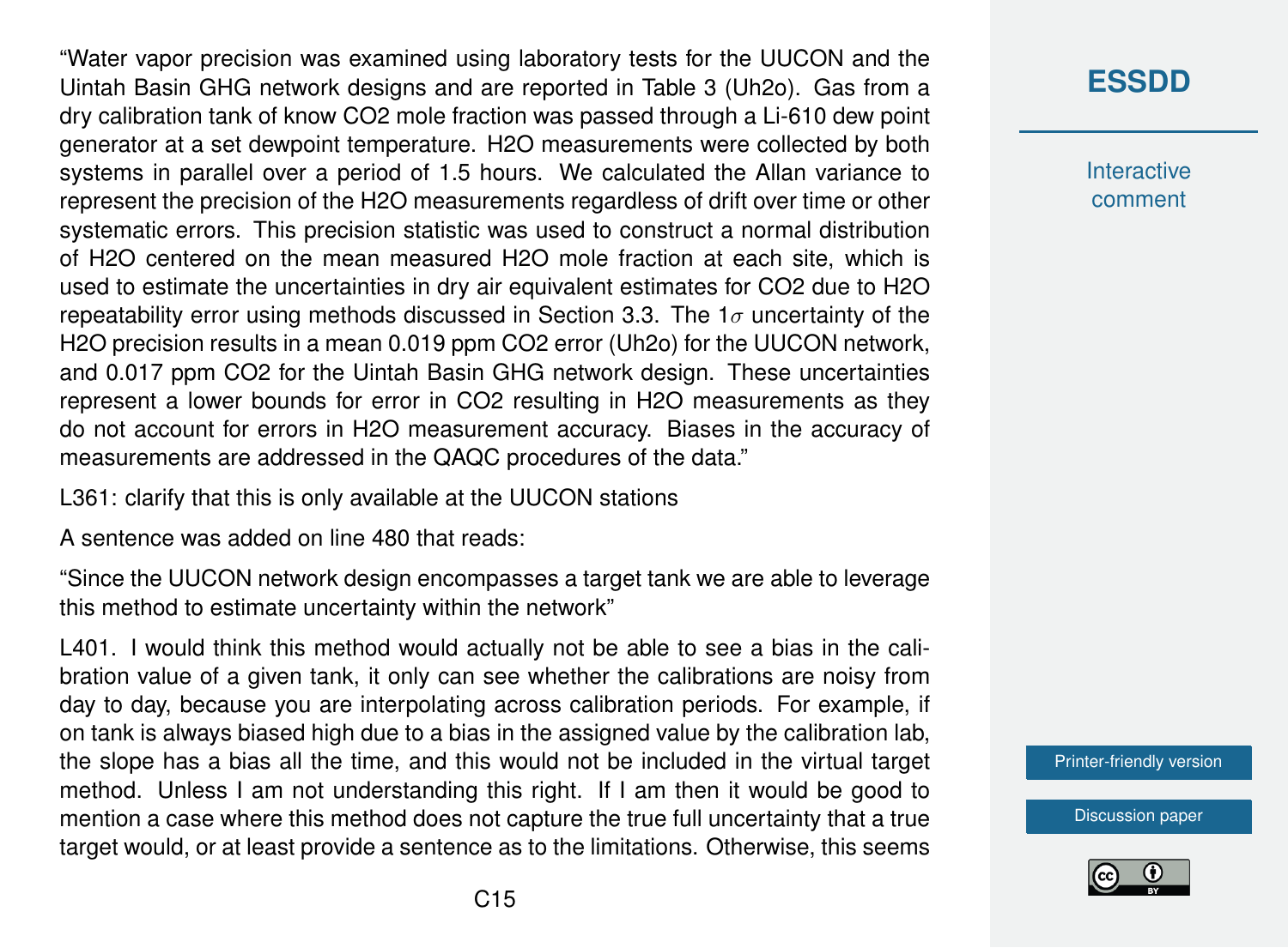"Water vapor precision was examined using laboratory tests for the UUCON and the Uintah Basin GHG network designs and are reported in Table 3 (Uh2o). Gas from a dry calibration tank of know CO2 mole fraction was passed through a Li-610 dew point generator at a set dewpoint temperature. H2O measurements were collected by both systems in parallel over a period of 1.5 hours. We calculated the Allan variance to represent the precision of the H2O measurements regardless of drift over time or other systematic errors. This precision statistic was used to construct a normal distribution of H2O centered on the mean measured H2O mole fraction at each site, which is used to estimate the uncertainties in dry air equivalent estimates for CO2 due to H2O repeatability error using methods discussed in Section 3.3. The 1$\sigma$ uncertainty of the H2O precision results in a mean 0.019 ppm CO2 error (Uh2o) for the UUCON network, and 0.017 ppm CO2 for the Uintah Basin GHG network design. These uncertainties represent a lower bounds for error in CO2 resulting in H2O measurements as they do not account for errors in H2O measurement accuracy. Biases in the accuracy of measurements are addressed in the QAQC procedures of the data."

L361: clarify that this is only available at the UUCON stations

A sentence was added on line 480 that reads:

"Since the UUCON network design encompasses a target tank we are able to leverage this method to estimate uncertainty within the network"

L401. I would think this method would actually not be able to see a bias in the calibration value of a given tank, it only can see whether the calibrations are noisy from day to day, because you are interpolating across calibration periods. For example, if on tank is always biased high due to a bias in the assigned value by the calibration lab, the slope has a bias all the time, and this would not be included in the virtual target method. Unless I am not understanding this right. If I am then it would be good to mention a case where this method does not capture the true full uncertainty that a true target would, or at least provide a sentence as to the limitations. Otherwise, this seems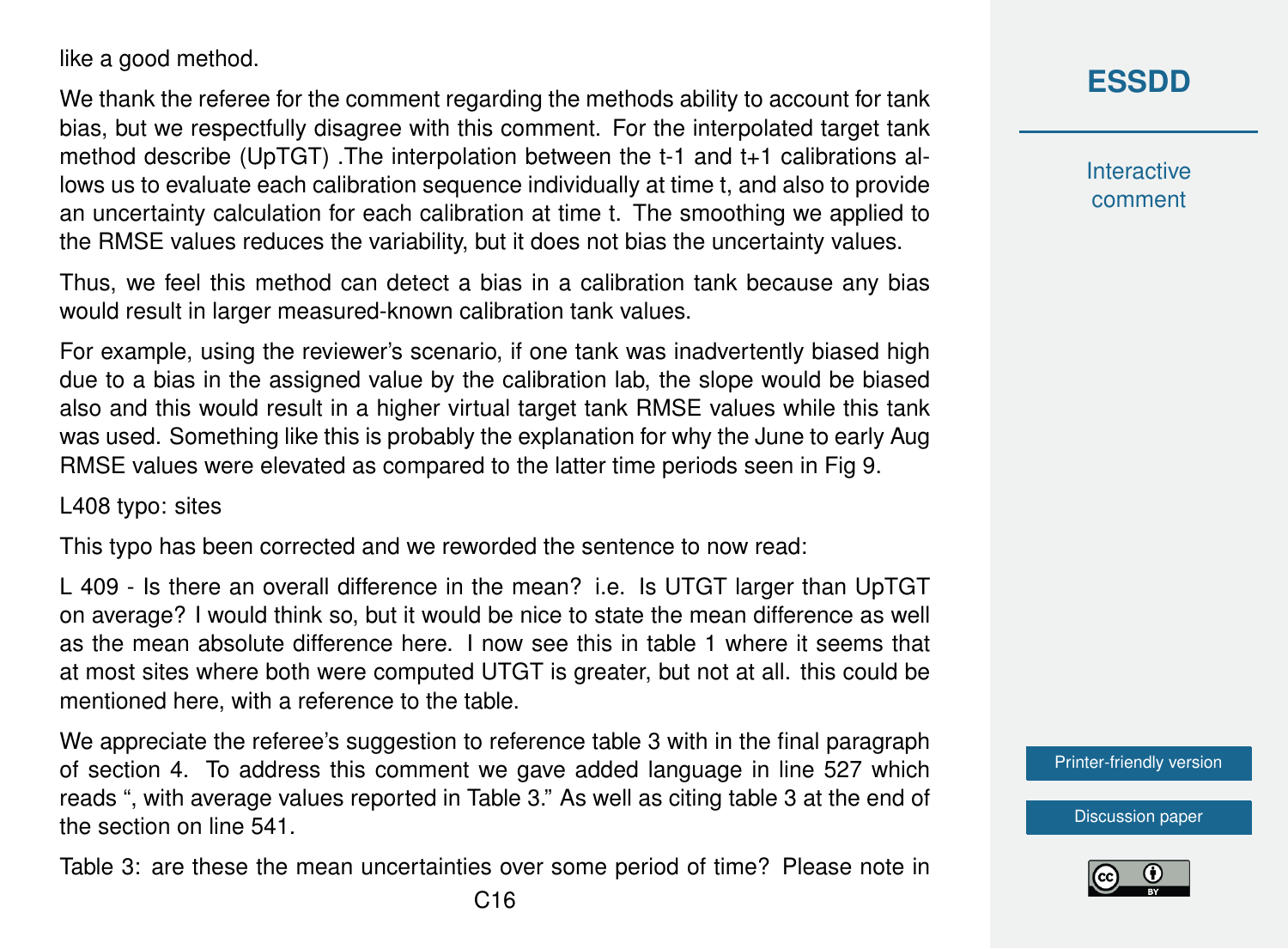like a good method.

We thank the referee for the comment regarding the methods ability to account for tank bias, but we respectfully disagree with this comment. For the interpolated target tank method describe (UpTGT) .The interpolation between the t-1 and t+1 calibrations allows us to evaluate each calibration sequence individually at time t, and also to provide an uncertainty calculation for each calibration at time t. The smoothing we applied to the RMSE values reduces the variability, but it does not bias the uncertainty values.

Thus, we feel this method can detect a bias in a calibration tank because any bias would result in larger measured-known calibration tank values.

For example, using the reviewer's scenario, if one tank was inadvertently biased high due to a bias in the assigned value by the calibration lab, the slope would be biased also and this would result in a higher virtual target tank RMSE values while this tank was used. Something like this is probably the explanation for why the June to early Aug RMSE values were elevated as compared to the latter time periods seen in Fig 9.

L408 typo: sites

This typo has been corrected and we reworded the sentence to now read:

L 409 - Is there an overall difference in the mean? i.e. Is UTGT larger than UpTGT on average? I would think so, but it would be nice to state the mean difference as well as the mean absolute difference here. I now see this in table 1 where it seems that at most sites where both were computed UTGT is greater, but not at all. this could be mentioned here, with a reference to the table.

We appreciate the referee's suggestion to reference table 3 with in the final paragraph of section 4. To address this comment we gave added language in line 527 which reads ", with average values reported in Table 3." As well as citing table 3 at the end of the section on line 541.

Table 3: are these the mean uncertainties over some period of time? Please note in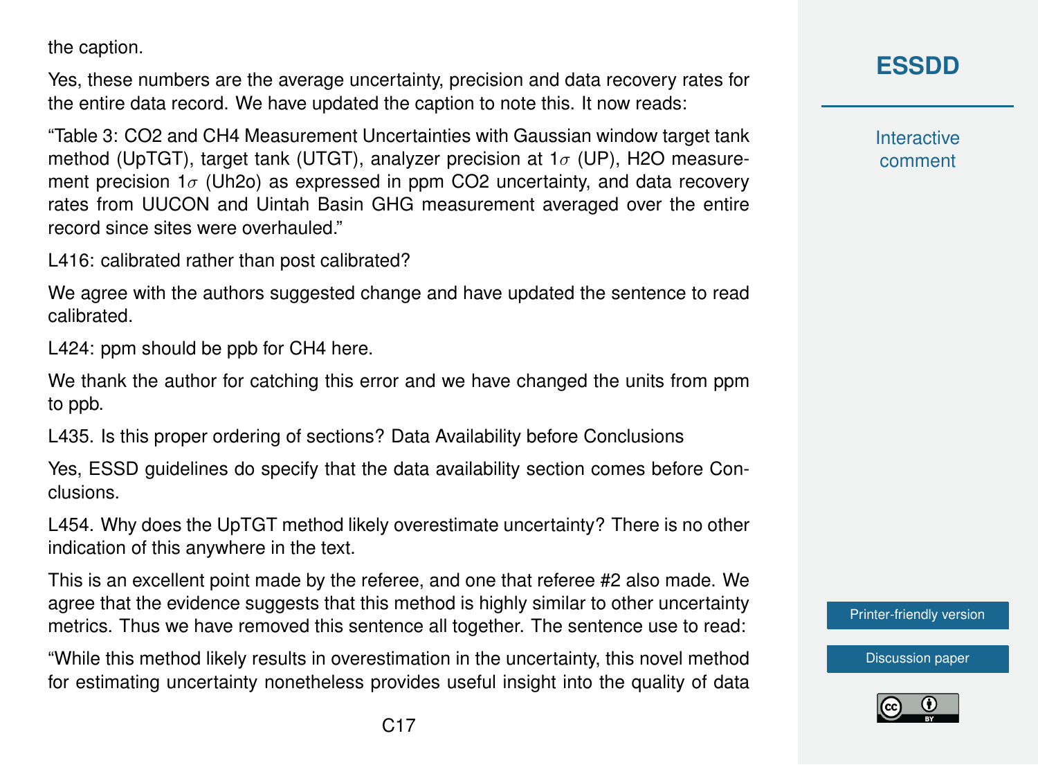the caption.

Yes, these numbers are the average uncertainty, precision and data recovery rates for the entire data record. We have updated the caption to note this. It now reads:

"Table 3: CO2 and CH4 Measurement Uncertainties with Gaussian window target tank method (UpTGT), target tank (UTGT), analyzer precision at 1$\sigma$ (UP), H2O measurement precision 1$\sigma$ (Uh2o) as expressed in ppm CO2 uncertainty, and data recovery rates from UUCON and Uintah Basin GHG measurement averaged over the entire record since sites were overhauled."

L416: calibrated rather than post calibrated?

We agree with the authors suggested change and have updated the sentence to read calibrated.

L424: ppm should be ppb for CH4 here.

We thank the author for catching this error and we have changed the units from ppm to ppb.

L435. Is this proper ordering of sections? Data Availability before Conclusions

Yes, ESSD guidelines do specify that the data availability section comes before Conclusions.

L454. Why does the UpTGT method likely overestimate uncertainty? There is no other indication of this anywhere in the text.

This is an excellent point made by the referee, and one that referee #2 also made. We agree that the evidence suggests that this method is highly similar to other uncertainty metrics. Thus we have removed this sentence all together. The sentence use to read:

"While this method likely results in overestimation in the uncertainty, this novel method for estimating uncertainty nonetheless provides useful insight into the quality of data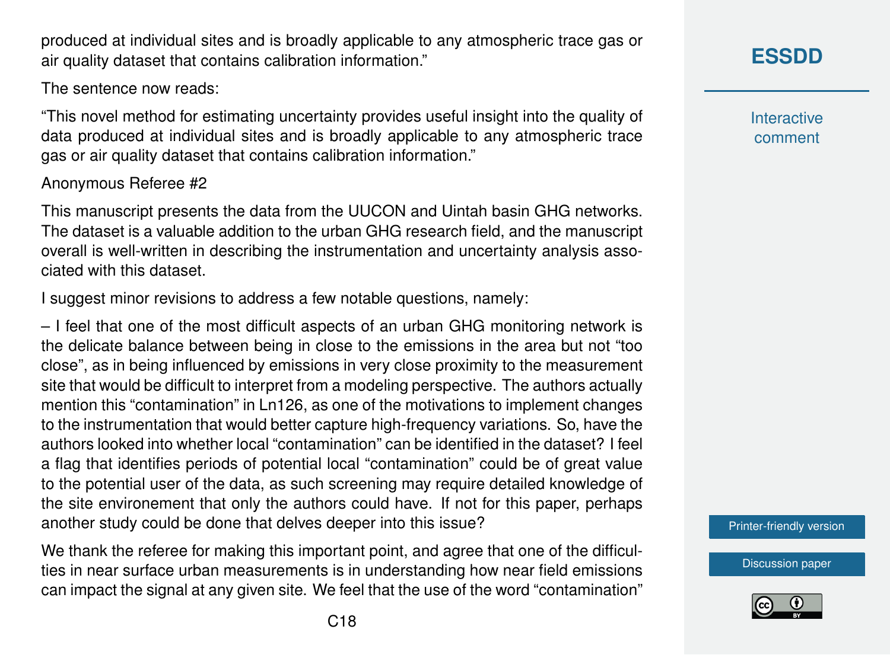produced at individual sites and is broadly applicable to any atmospheric trace gas or air quality dataset that contains calibration information."

The sentence now reads:

"This novel method for estimating uncertainty provides useful insight into the quality of data produced at individual sites and is broadly applicable to any atmospheric trace gas or air quality dataset that contains calibration information."

Anonymous Referee #2

This manuscript presents the data from the UUCON and Uintah basin GHG networks. The dataset is a valuable addition to the urban GHG research field, and the manuscript overall is well-written in describing the instrumentation and uncertainty analysis associated with this dataset.

I suggest minor revisions to address a few notable questions, namely:

– I feel that one of the most difficult aspects of an urban GHG monitoring network is the delicate balance between being in close to the emissions in the area but not "too close", as in being influenced by emissions in very close proximity to the measurement site that would be difficult to interpret from a modeling perspective. The authors actually mention this "contamination" in Ln126, as one of the motivations to implement changes to the instrumentation that would better capture high-frequency variations. So, have the authors looked into whether local "contamination" can be identified in the dataset? I feel a flag that identifies periods of potential local "contamination" could be of great value to the potential user of the data, as such screening may require detailed knowledge of the site environement that only the authors could have. If not for this paper, perhaps another study could be done that delves deeper into this issue?

We thank the referee for making this important point, and agree that one of the difficulties in near surface urban measurements is in understanding how near field emissions can impact the signal at any given site. We feel that the use of the word "contamination"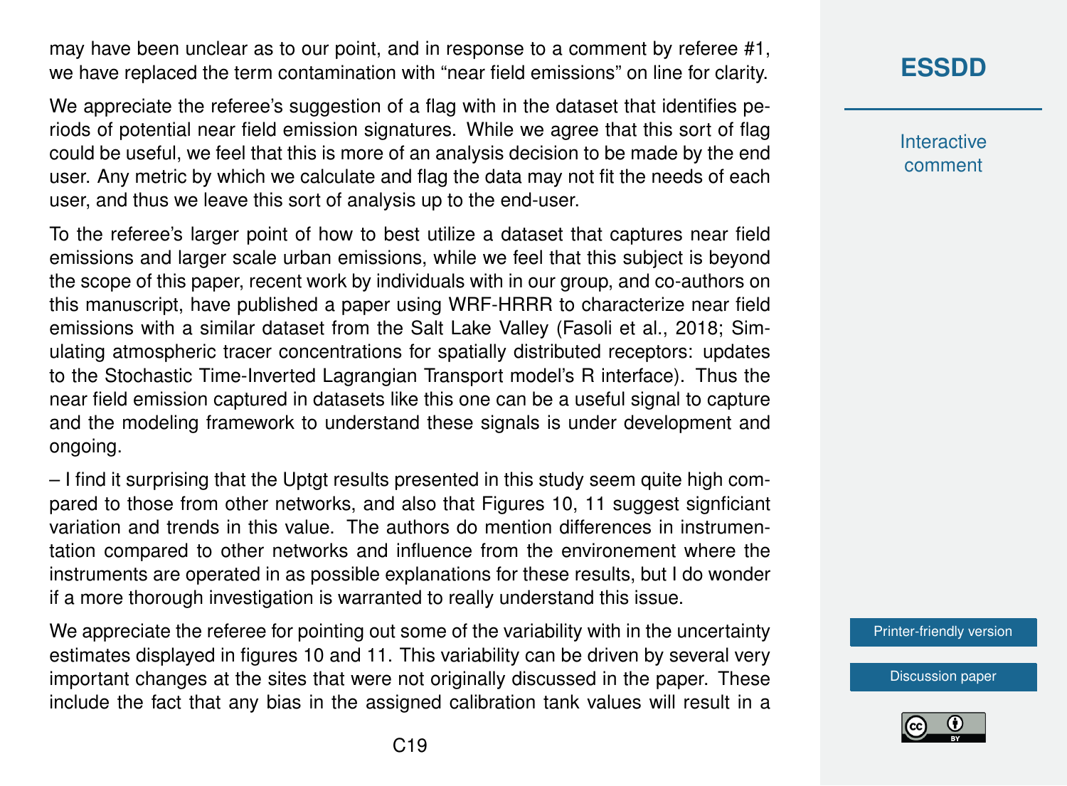may have been unclear as to our point, and in response to a comment by referee #1, we have replaced the term contamination with "near field emissions" on line for clarity.

We appreciate the referee's suggestion of a flag with in the dataset that identifies periods of potential near field emission signatures. While we agree that this sort of flag could be useful, we feel that this is more of an analysis decision to be made by the end user. Any metric by which we calculate and flag the data may not fit the needs of each user, and thus we leave this sort of analysis up to the end-user.

To the referee's larger point of how to best utilize a dataset that captures near field emissions and larger scale urban emissions, while we feel that this subject is beyond the scope of this paper, recent work by individuals with in our group, and co-authors on this manuscript, have published a paper using WRF-HRRR to characterize near field emissions with a similar dataset from the Salt Lake Valley (Fasoli et al., 2018; Simulating atmospheric tracer concentrations for spatially distributed receptors: updates to the Stochastic Time-Inverted Lagrangian Transport model's R interface). Thus the near field emission captured in datasets like this one can be a useful signal to capture and the modeling framework to understand these signals is under development and ongoing.

– I find it surprising that the Uptgt results presented in this study seem quite high compared to those from other networks, and also that Figures 10, 11 suggest signficiant variation and trends in this value. The authors do mention differences in instrumentation compared to other networks and influence from the environement where the instruments are operated in as possible explanations for these results, but I do wonder if a more thorough investigation is warranted to really understand this issue.

We appreciate the referee for pointing out some of the variability with in the uncertainty estimates displayed in figures 10 and 11. This variability can be driven by several very important changes at the sites that were not originally discussed in the paper. These include the fact that any bias in the assigned calibration tank values will result in a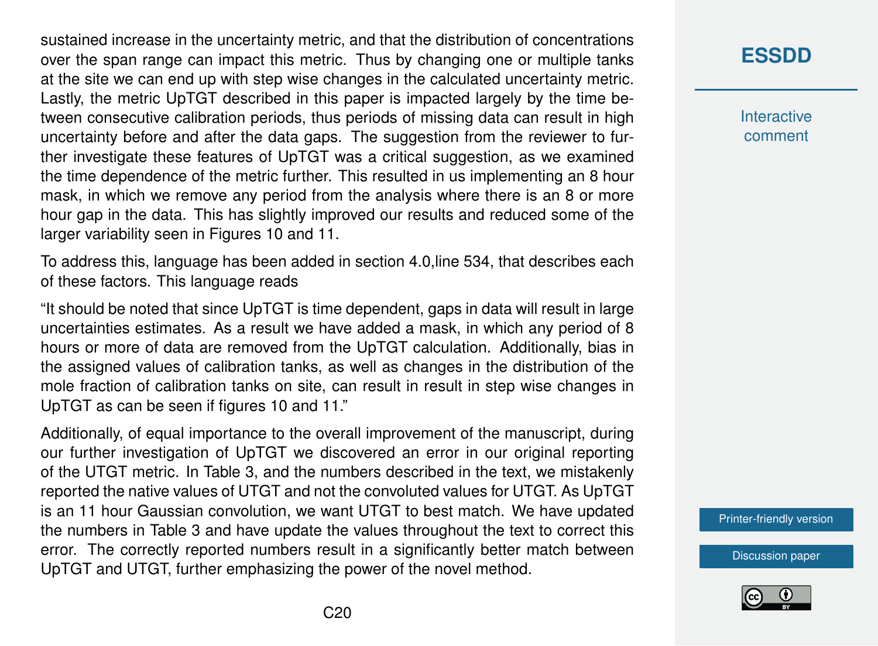sustained increase in the uncertainty metric, and that the distribution of concentrations over the span range can impact this metric. Thus by changing one or multiple tanks at the site we can end up with step wise changes in the calculated uncertainty metric. Lastly, the metric UpTGT described in this paper is impacted largely by the time between consecutive calibration periods, thus periods of missing data can result in high uncertainty before and after the data gaps. The suggestion from the reviewer to further investigate these features of UpTGT was a critical suggestion, as we examined the time dependence of the metric further. This resulted in us implementing an 8 hour mask, in which we remove any period from the analysis where there is an 8 or more hour gap in the data. This has slightly improved our results and reduced some of the larger variability seen in Figures 10 and 11.

To address this, language has been added in section 4.0,line 534, that describes each of these factors. This language reads

"It should be noted that since UpTGT is time dependent, gaps in data will result in large uncertainties estimates. As a result we have added a mask, in which any period of 8 hours or more of data are removed from the UpTGT calculation. Additionally, bias in the assigned values of calibration tanks, as well as changes in the distribution of the mole fraction of calibration tanks on site, can result in result in step wise changes in UpTGT as can be seen if figures 10 and 11."

Additionally, of equal importance to the overall improvement of the manuscript, during our further investigation of UpTGT we discovered an error in our original reporting of the UTGT metric. In Table 3, and the numbers described in the text, we mistakenly reported the native values of UTGT and not the convoluted values for UTGT. As UpTGT is an 11 hour Gaussian convolution, we want UTGT to best match. We have updated the numbers in Table 3 and have update the values throughout the text to correct this error. The correctly reported numbers result in a significantly better match between UpTGT and UTGT, further emphasizing the power of the novel method.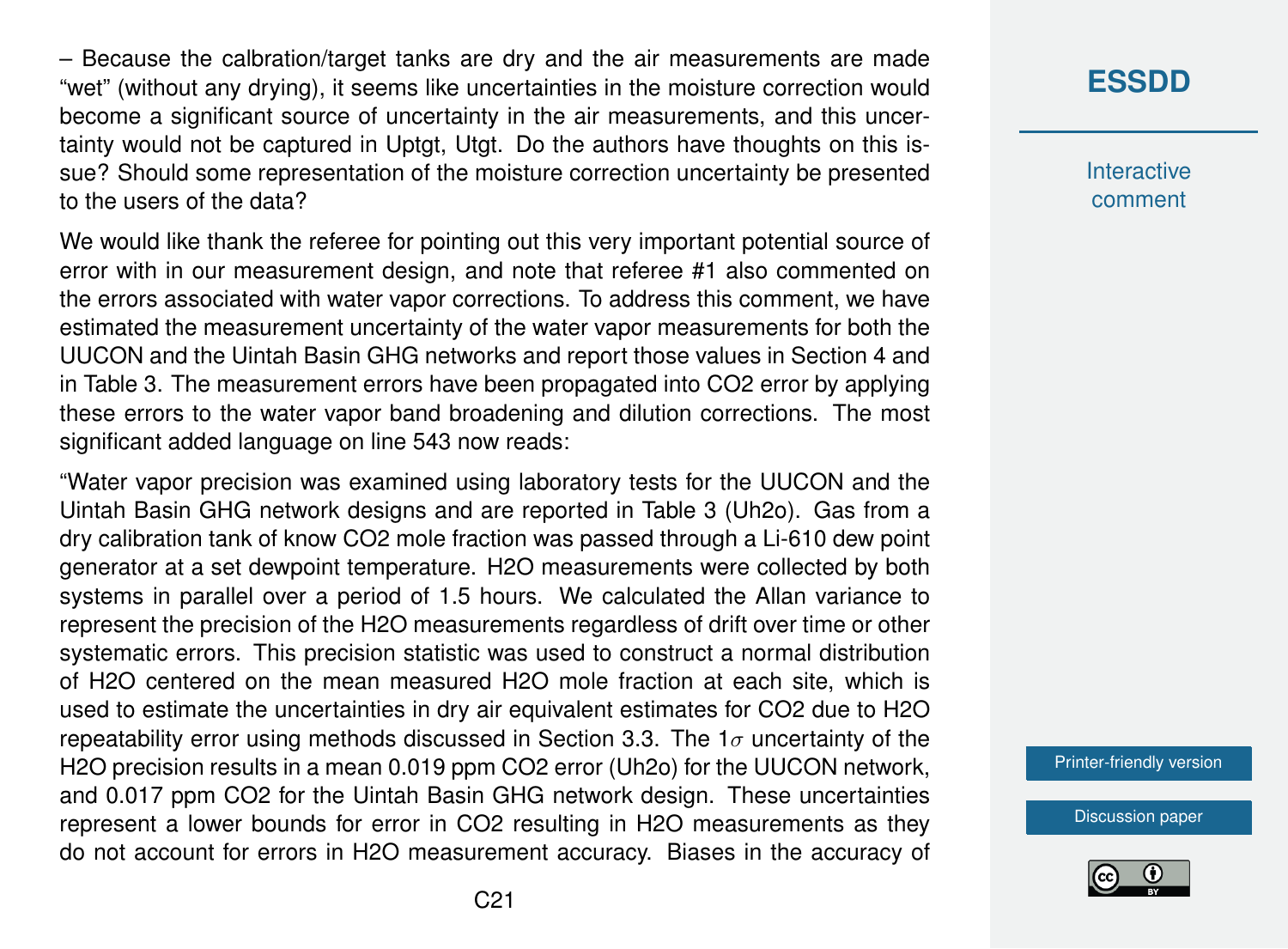– Because the calbration/target tanks are dry and the air measurements are made "wet" (without any drying), it seems like uncertainties in the moisture correction would become a significant source of uncertainty in the air measurements, and this uncertainty would not be captured in Uptgt, Utgt. Do the authors have thoughts on this issue? Should some representation of the moisture correction uncertainty be presented to the users of the data?

We would like thank the referee for pointing out this very important potential source of error with in our measurement design, and note that referee #1 also commented on the errors associated with water vapor corrections. To address this comment, we have estimated the measurement uncertainty of the water vapor measurements for both the UUCON and the Uintah Basin GHG networks and report those values in Section 4 and in Table 3. The measurement errors have been propagated into CO2 error by applying these errors to the water vapor band broadening and dilution corrections. The most significant added language on line 543 now reads:

"Water vapor precision was examined using laboratory tests for the UUCON and the Uintah Basin GHG network designs and are reported in Table 3 (Uh2o). Gas from a dry calibration tank of know CO2 mole fraction was passed through a Li-610 dew point generator at a set dewpoint temperature. H2O measurements were collected by both systems in parallel over a period of 1.5 hours. We calculated the Allan variance to represent the precision of the H2O measurements regardless of drift over time or other systematic errors. This precision statistic was used to construct a normal distribution of H2O centered on the mean measured H2O mole fraction at each site, which is used to estimate the uncertainties in dry air equivalent estimates for CO2 due to H2O repeatability error using methods discussed in Section 3.3. The 1$\sigma$ uncertainty of the H2O precision results in a mean 0.019 ppm CO2 error (Uh2o) for the UUCON network, and 0.017 ppm CO2 for the Uintah Basin GHG network design. These uncertainties represent a lower bounds for error in CO2 resulting in H2O measurements as they do not account for errors in H2O measurement accuracy. Biases in the accuracy of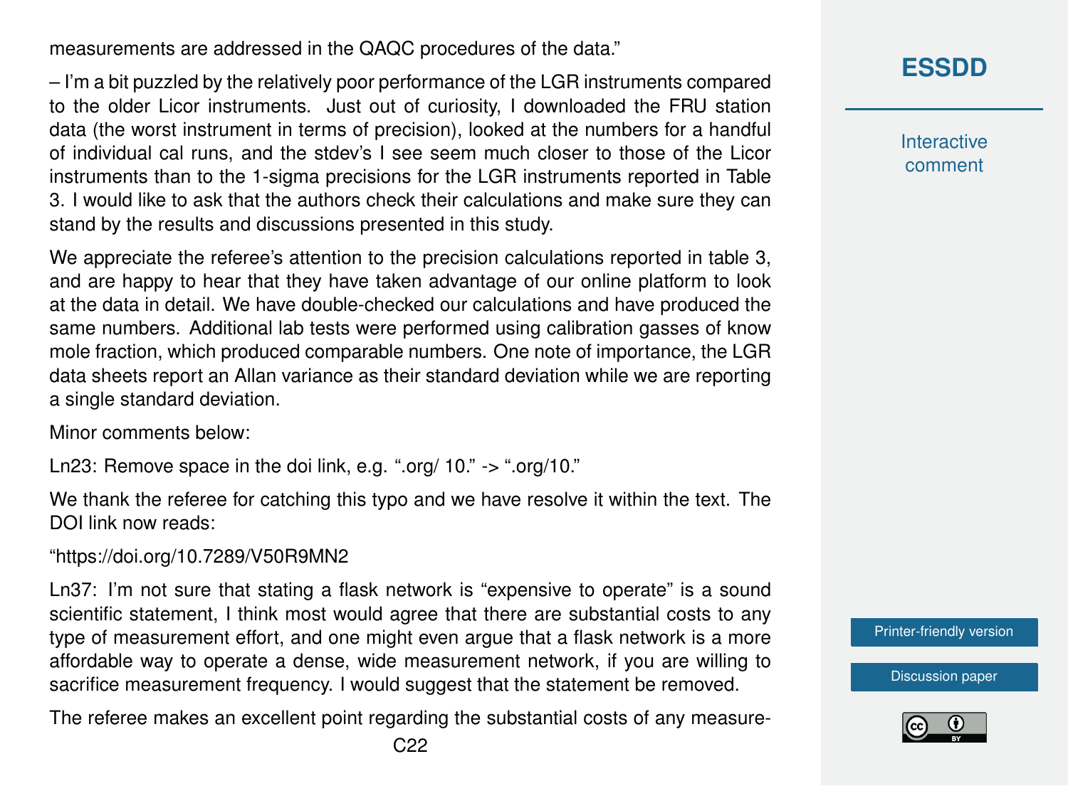measurements are addressed in the QAQC procedures of the data."

– I'm a bit puzzled by the relatively poor performance of the LGR instruments compared to the older Licor instruments. Just out of curiosity, I downloaded the FRU station data (the worst instrument in terms of precision), looked at the numbers for a handful of individual cal runs, and the stdev's I see seem much closer to those of the Licor instruments than to the 1-sigma precisions for the LGR instruments reported in Table 3. I would like to ask that the authors check their calculations and make sure they can stand by the results and discussions presented in this study.

We appreciate the referee's attention to the precision calculations reported in table 3, and are happy to hear that they have taken advantage of our online platform to look at the data in detail. We have double-checked our calculations and have produced the same numbers. Additional lab tests were performed using calibration gasses of know mole fraction, which produced comparable numbers. One note of importance, the LGR data sheets report an Allan variance as their standard deviation while we are reporting a single standard deviation.

Minor comments below:

Ln23: Remove space in the doi link, e.g. ".org/ 10." -> ".org/10."

We thank the referee for catching this typo and we have resolve it within the text. The DOI link now reads:

"https://doi.org/10.7289/V50R9MN2

Ln37: I'm not sure that stating a flask network is "expensive to operate" is a sound scientific statement, I think most would agree that there are substantial costs to any type of measurement effort, and one might even argue that a flask network is a more affordable way to operate a dense, wide measurement network, if you are willing to sacrifice measurement frequency. I would suggest that the statement be removed.

The referee makes an excellent point regarding the substantial costs of any measure-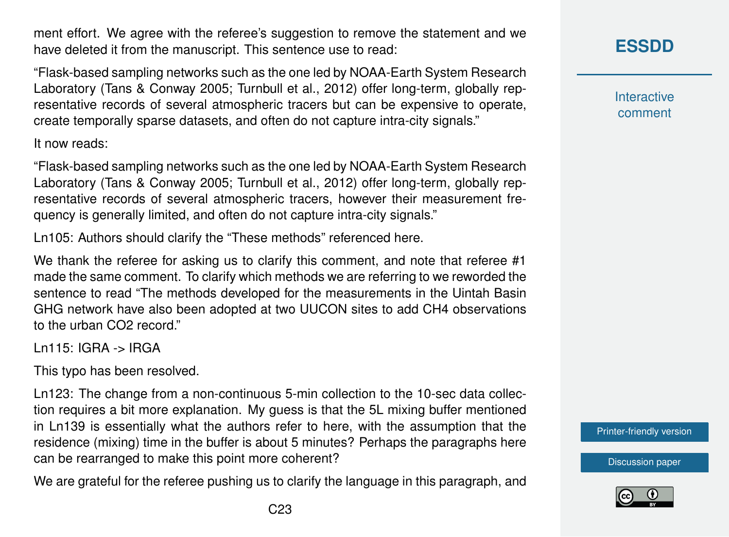ment effort. We agree with the referee's suggestion to remove the statement and we have deleted it from the manuscript. This sentence use to read:

"Flask-based sampling networks such as the one led by NOAA-Earth System Research Laboratory (Tans & Conway 2005; Turnbull et al., 2012) offer long-term, globally representative records of several atmospheric tracers but can be expensive to operate, create temporally sparse datasets, and often do not capture intra-city signals."

It now reads:

"Flask-based sampling networks such as the one led by NOAA-Earth System Research Laboratory (Tans & Conway 2005; Turnbull et al., 2012) offer long-term, globally representative records of several atmospheric tracers, however their measurement frequency is generally limited, and often do not capture intra-city signals."

Ln105: Authors should clarify the "These methods" referenced here.

We thank the referee for asking us to clarify this comment, and note that referee #1 made the same comment. To clarify which methods we are referring to we reworded the sentence to read "The methods developed for the measurements in the Uintah Basin GHG network have also been adopted at two UUCON sites to add $CH_4$ observations to the urban $CO_2$ record."

Ln115: IGRA -> IRGA

This typo has been resolved.

Ln123: The change from a non-continuous 5-min collection to the 10-sec data collection requires a bit more explanation. My guess is that the 5L mixing buffer mentioned in Ln139 is essentially what the authors refer to here, with the assumption that the residence (mixing) time in the buffer is about 5 minutes? Perhaps the paragraphs here can be rearranged to make this point more coherent?

We are grateful for the referee pushing us to clarify the language in this paragraph, and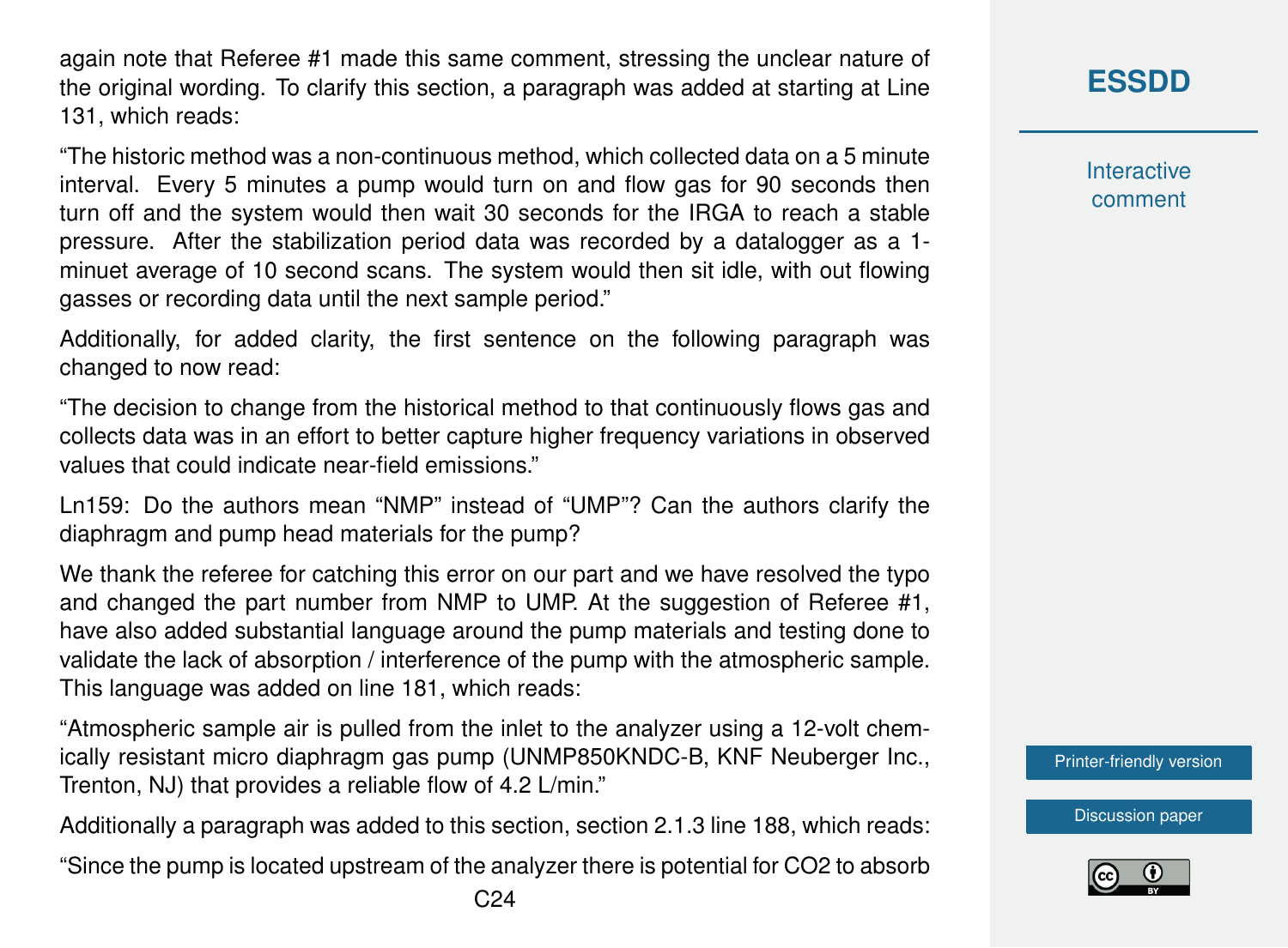again note that Referee #1 made this same comment, stressing the unclear nature of the original wording. To clarify this section, a paragraph was added at starting at Line 131, which reads:

"The historic method was a non-continuous method, which collected data on a 5 minute interval. Every 5 minutes a pump would turn on and flow gas for 90 seconds then turn off and the system would then wait 30 seconds for the IRGA to reach a stable pressure. After the stabilization period data was recorded by a datalogger as a 1-minuet average of 10 second scans. The system would then sit idle, with out flowing gasses or recording data until the next sample period."

Additionally, for added clarity, the first sentence on the following paragraph was changed to now read:

"The decision to change from the historical method to that continuously flows gas and collects data was in an effort to better capture higher frequency variations in observed values that could indicate near-field emissions."

Ln159: Do the authors mean "NMP" instead of "UMP"? Can the authors clarify the diaphragm and pump head materials for the pump?

We thank the referee for catching this error on our part and we have resolved the typo and changed the part number from NMP to UMP. At the suggestion of Referee #1, have also added substantial language around the pump materials and testing done to validate the lack of absorption / interference of the pump with the atmospheric sample. This language was added on line 181, which reads:

"Atmospheric sample air is pulled from the inlet to the analyzer using a 12-volt chemically resistant micro diaphragm gas pump (UNMP850KNDC-B, KNF Neuberger Inc., Trenton, NJ) that provides a reliable flow of 4.2 L/min."

Additionally a paragraph was added to this section, section 2.1.3 line 188, which reads:

"Since the pump is located upstream of the analyzer there is potential for CO2 to absorb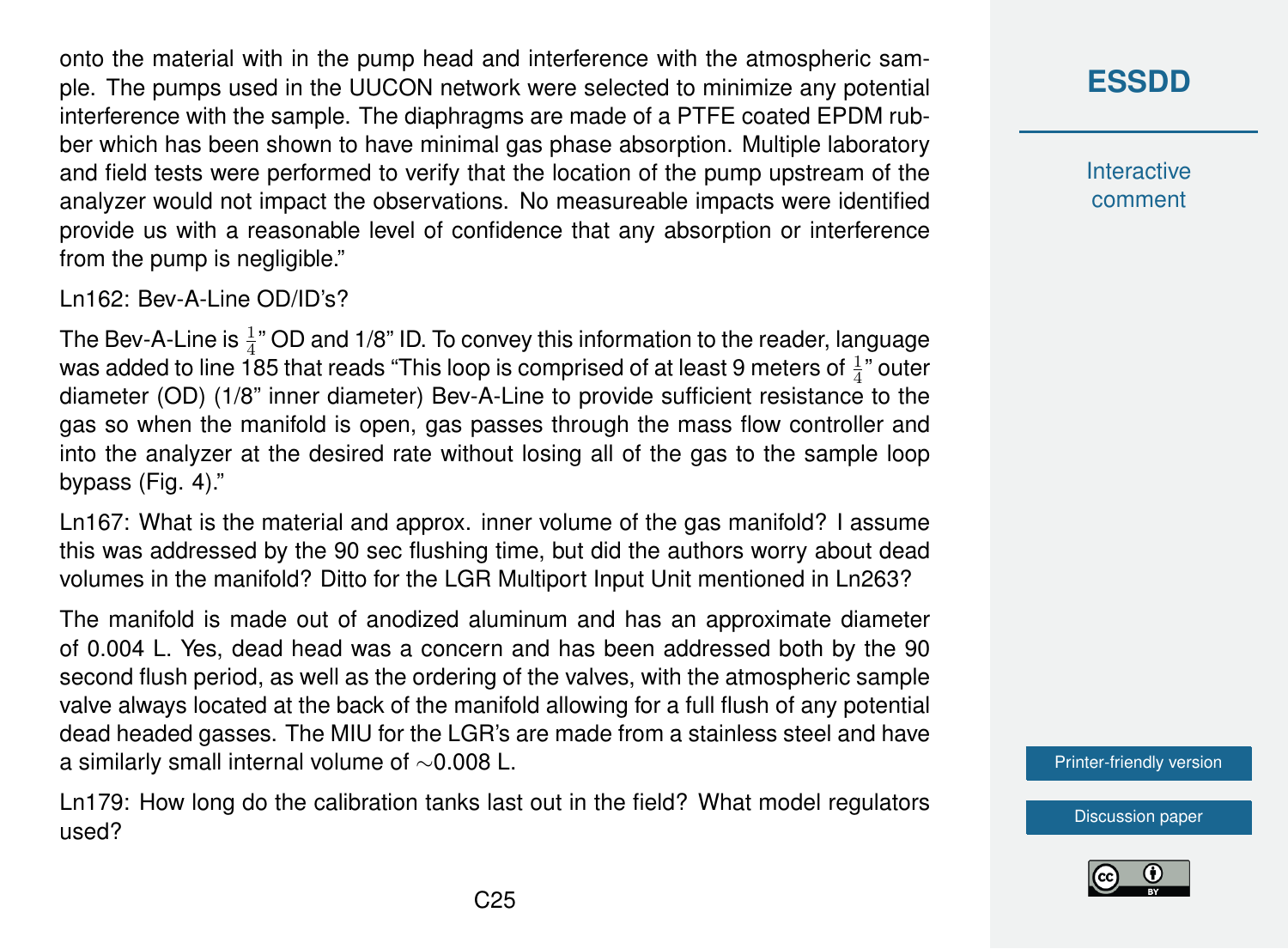onto the material with in the pump head and interference with the atmospheric sample. The pumps used in the UUCON network were selected to minimize any potential interference with the sample. The diaphragms are made of a PTFE coated EPDM rubber which has been shown to have minimal gas phase absorption. Multiple laboratory and field tests were performed to verify that the location of the pump upstream of the analyzer would not impact the observations. No measureable impacts were identified provide us with a reasonable level of confidence that any absorption or interference from the pump is negligible."

Ln162: Bev-A-Line OD/ID's?

The Bev-A-Line is $\frac{1}{4}$" OD and 1/8" ID. To convey this information to the reader, language was added to line 185 that reads "This loop is comprised of at least 9 meters of $\frac{1}{4}$" outer diameter (OD) (1/8" inner diameter) Bev-A-Line to provide sufficient resistance to the gas so when the manifold is open, gas passes through the mass flow controller and into the analyzer at the desired rate without losing all of the gas to the sample loop bypass (Fig. 4)."

Ln167: What is the material and approx. inner volume of the gas manifold? I assume this was addressed by the 90 sec flushing time, but did the authors worry about dead volumes in the manifold? Ditto for the LGR Multiport Input Unit mentioned in Ln263?

The manifold is made out of anodized aluminum and has an approximate diameter of 0.004 L. Yes, dead head was a concern and has been addressed both by the 90 second flush period, as well as the ordering of the valves, with the atmospheric sample valve always located at the back of the manifold allowing for a full flush of any potential dead headed gasses. The MIU for the LGR's are made from a stainless steel and have a similarly small internal volume of ∼0.008 L.

Ln179: How long do the calibration tanks last out in the field? What model regulators used?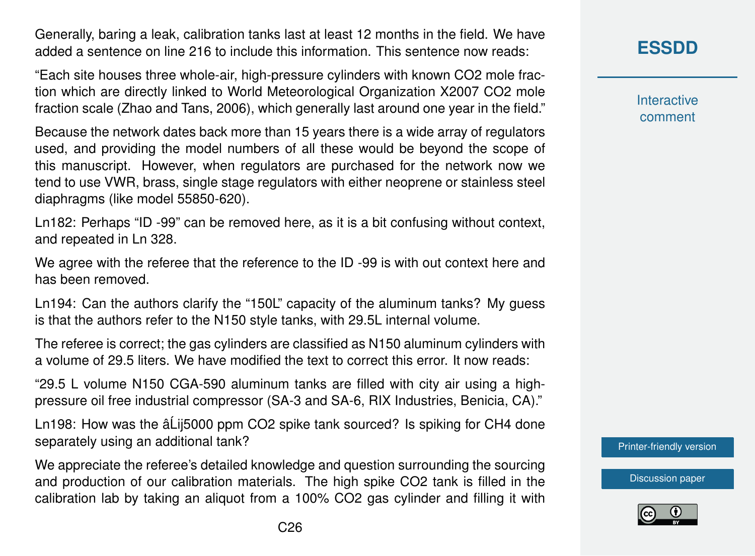Generally, baring a leak, calibration tanks last at least 12 months in the field. We have added a sentence on line 216 to include this information. This sentence now reads:

"Each site houses three whole-air, high-pressure cylinders with known $CO_2$ mole fraction which are directly linked to World Meteorological Organization X2007 $CO_2$ mole fraction scale (Zhao and Tans, 2006), which generally last around one year in the field."

Because the network dates back more than 15 years there is a wide array of regulators used, and providing the model numbers of all these would be beyond the scope of this manuscript. However, when regulators are purchased for the network now we tend to use VWR, brass, single stage regulators with either neoprene or stainless steel diaphragms (like model 55850-620).

Ln182: Perhaps "ID -99" can be removed here, as it is a bit confusing without context, and repeated in Ln 328.

We agree with the referee that the reference to the ID -99 is with out context here and has been removed.

Ln194: Can the authors clarify the "150L" capacity of the aluminum tanks? My guess is that the authors refer to the N150 style tanks, with 29.5L internal volume.

The referee is correct; the gas cylinders are classified as N150 aluminum cylinders with a volume of 29.5 liters. We have modified the text to correct this error. It now reads:

"29.5 L volume N150 CGA-590 aluminum tanks are filled with city air using a high-pressure oil free industrial compressor (SA-3 and SA-6, RIX Industries, Benicia, CA)."

Ln198: How was the âĹij5000 ppm $CO_2$ spike tank sourced? Is spiking for $CH_4$ done separately using an additional tank?

We appreciate the referee's detailed knowledge and question surrounding the sourcing and production of our calibration materials. The high spike $CO_2$ tank is filled in the calibration lab by taking an aliquot from a 100% $CO_2$ gas cylinder and filling it with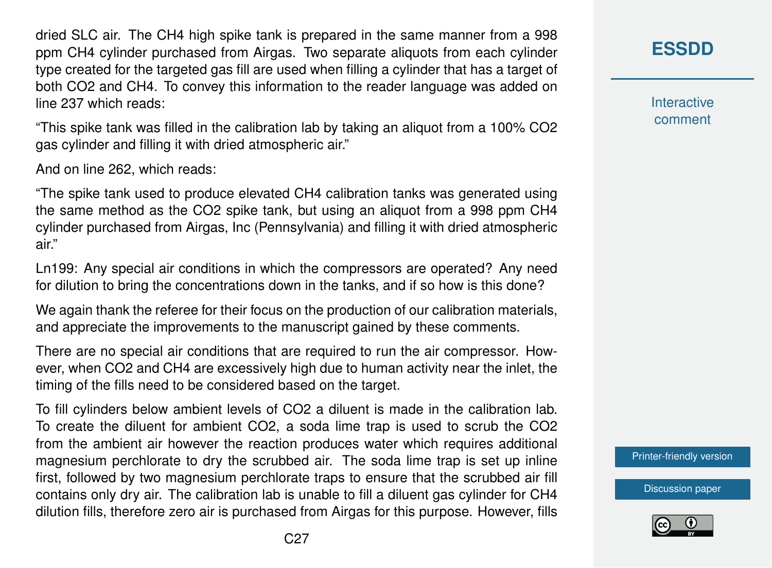dried SLC air. The CH4 high spike tank is prepared in the same manner from a 998 ppm CH4 cylinder purchased from Airgas. Two separate aliquots from each cylinder type created for the targeted gas fill are used when filling a cylinder that has a target of both CO2 and CH4. To convey this information to the reader language was added on line 237 which reads:

"This spike tank was filled in the calibration lab by taking an aliquot from a 100% CO2 gas cylinder and filling it with dried atmospheric air."

And on line 262, which reads:

"The spike tank used to produce elevated CH4 calibration tanks was generated using the same method as the CO2 spike tank, but using an aliquot from a 998 ppm CH4 cylinder purchased from Airgas, Inc (Pennsylvania) and filling it with dried atmospheric air."

Ln199: Any special air conditions in which the compressors are operated? Any need for dilution to bring the concentrations down in the tanks, and if so how is this done?

We again thank the referee for their focus on the production of our calibration materials, and appreciate the improvements to the manuscript gained by these comments.

There are no special air conditions that are required to run the air compressor. However, when CO2 and CH4 are excessively high due to human activity near the inlet, the timing of the fills need to be considered based on the target.

To fill cylinders below ambient levels of CO2 a diluent is made in the calibration lab. To create the diluent for ambient CO2, a soda lime trap is used to scrub the CO2 from the ambient air however the reaction produces water which requires additional magnesium perchlorate to dry the scrubbed air. The soda lime trap is set up inline first, followed by two magnesium perchlorate traps to ensure that the scrubbed air fill contains only dry air. The calibration lab is unable to fill a diluent gas cylinder for CH4 dilution fills, therefore zero air is purchased from Airgas for this purpose. However, fills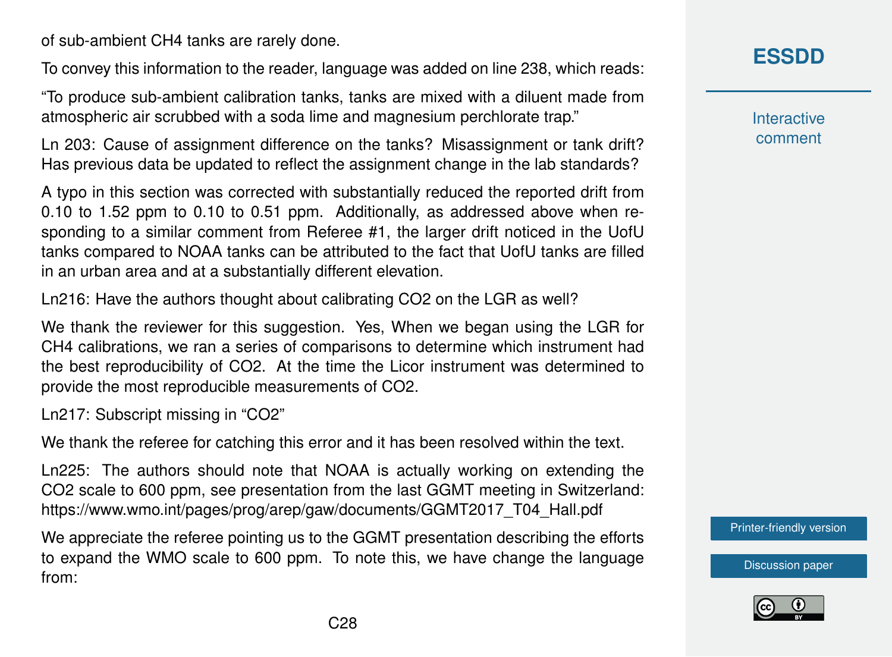of sub-ambient $CH_4$ tanks are rarely done.

To convey this information to the reader, language was added on line 238, which reads:

"To produce sub-ambient calibration tanks, tanks are mixed with a diluent made from atmospheric air scrubbed with a soda lime and magnesium perchlorate trap."

Ln 203: Cause of assignment difference on the tanks? Misassignment or tank drift? Has previous data be updated to reflect the assignment change in the lab standards?

A typo in this section was corrected with substantially reduced the reported drift from 0.10 to 1.52 ppm to 0.10 to 0.51 ppm. Additionally, as addressed above when responding to a similar comment from Referee #1, the larger drift noticed in the UofU tanks compared to NOAA tanks can be attributed to the fact that UofU tanks are filled in an urban area and at a substantially different elevation.

Ln216: Have the authors thought about calibrating $CO_2$ on the LGR as well?

We thank the reviewer for this suggestion. Yes, When we began using the LGR for $CH_4$ calibrations, we ran a series of comparisons to determine which instrument had the best reproducibility of $CO_2$. At the time the Licor instrument was determined to provide the most reproducible measurements of $CO_2$.

Ln217: Subscript missing in "CO2"

We thank the referee for catching this error and it has been resolved within the text.

Ln225: The authors should note that NOAA is actually working on extending the $CO_2$ scale to 600 ppm, see presentation from the last GGMT meeting in Switzerland: https://www.wmo.int/pages/prog/arep/gaw/documents/GGMT2017_T04_Hall.pdf

We appreciate the referee pointing us to the GGMT presentation describing the efforts to expand the WMO scale to 600 ppm. To note this, we have change the language from: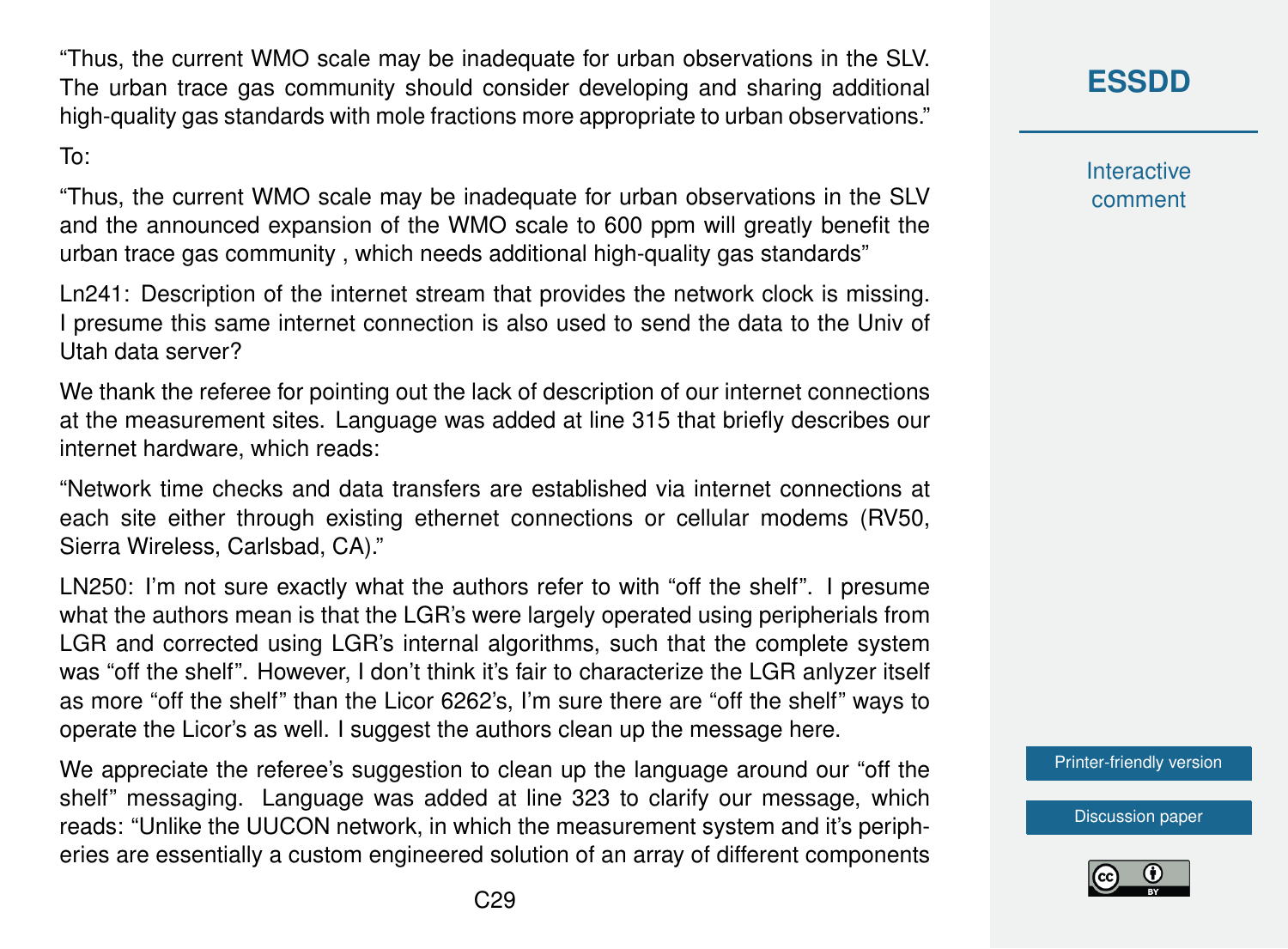"Thus, the current WMO scale may be inadequate for urban observations in the SLV. The urban trace gas community should consider developing and sharing additional high-quality gas standards with mole fractions more appropriate to urban observations."

To:

"Thus, the current WMO scale may be inadequate for urban observations in the SLV and the announced expansion of the WMO scale to 600 ppm will greatly benefit the urban trace gas community , which needs additional high-quality gas standards"

Ln241: Description of the internet stream that provides the network clock is missing. I presume this same internet connection is also used to send the data to the Univ of Utah data server?

We thank the referee for pointing out the lack of description of our internet connections at the measurement sites. Language was added at line 315 that briefly describes our internet hardware, which reads:

"Network time checks and data transfers are established via internet connections at each site either through existing ethernet connections or cellular modems (RV50, Sierra Wireless, Carlsbad, CA)."

LN250: I'm not sure exactly what the authors refer to with "off the shelf". I presume what the authors mean is that the LGR's were largely operated using peripherials from LGR and corrected using LGR's internal algorithms, such that the complete system was "off the shelf". However, I don't think it's fair to characterize the LGR anlyzer itself as more "off the shelf" than the Licor 6262's, I'm sure there are "off the shelf" ways to operate the Licor's as well. I suggest the authors clean up the message here.

We appreciate the referee's suggestion to clean up the language around our "off the shelf" messaging. Language was added at line 323 to clarify our message, which reads: "Unlike the UUCON network, in which the measurement system and it's peripheries are essentially a custom engineered solution of an array of different components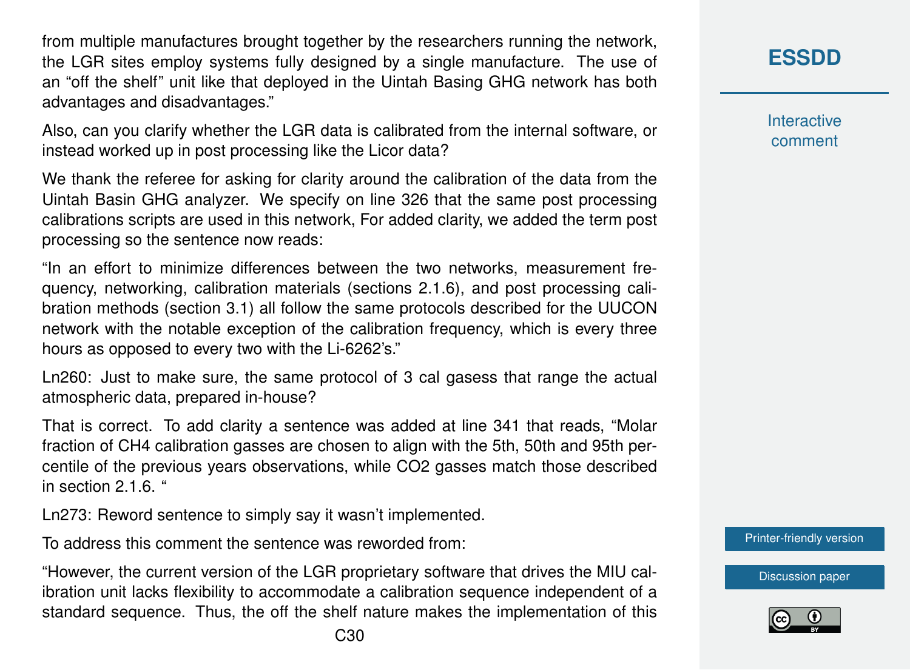from multiple manufactures brought together by the researchers running the network, the LGR sites employ systems fully designed by a single manufacture. The use of an "off the shelf" unit like that deployed in the Uintah Basing GHG network has both advantages and disadvantages."

Also, can you clarify whether the LGR data is calibrated from the internal software, or instead worked up in post processing like the Licor data?

We thank the referee for asking for clarity around the calibration of the data from the Uintah Basin GHG analyzer. We specify on line 326 that the same post processing calibrations scripts are used in this network, For added clarity, we added the term post processing so the sentence now reads:

"In an effort to minimize differences between the two networks, measurement frequency, networking, calibration materials (sections 2.1.6), and post processing calibration methods (section 3.1) all follow the same protocols described for the UUCON network with the notable exception of the calibration frequency, which is every three hours as opposed to every two with the Li-6262's."

Ln260: Just to make sure, the same protocol of 3 cal gasess that range the actual atmospheric data, prepared in-house?

That is correct. To add clarity a sentence was added at line 341 that reads, "Molar fraction of $CH_4$ calibration gasses are chosen to align with the 5th, 50th and 95th percentile of the previous years observations, while $CO_2$ gasses match those described in section 2.1.6. "

Ln273: Reword sentence to simply say it wasn't implemented.

To address this comment the sentence was reworded from:

"However, the current version of the LGR proprietary software that drives the MIU calibration unit lacks flexibility to accommodate a calibration sequence independent of a standard sequence. Thus, the off the shelf nature makes the implementation of this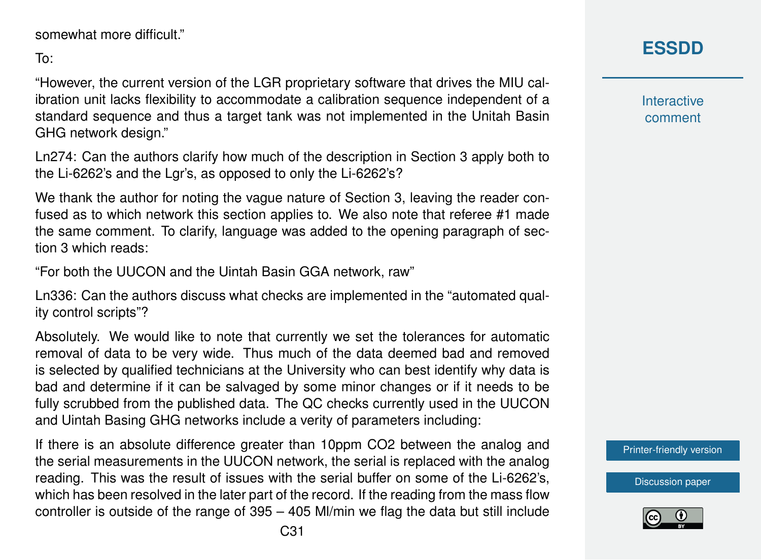somewhat more difficult."

To:

"However, the current version of the LGR proprietary software that drives the MIU calibration unit lacks flexibility to accommodate a calibration sequence independent of a standard sequence and thus a target tank was not implemented in the Unitah Basin GHG network design."

Ln274: Can the authors clarify how much of the description in Section 3 apply both to the Li-6262's and the Lgr's, as opposed to only the Li-6262's?

We thank the author for noting the vague nature of Section 3, leaving the reader confused as to which network this section applies to. We also note that referee #1 made the same comment. To clarify, language was added to the opening paragraph of section 3 which reads:

"For both the UUCON and the Uintah Basin GGA network, raw"

Ln336: Can the authors discuss what checks are implemented in the "automated quality control scripts"?

Absolutely. We would like to note that currently we set the tolerances for automatic removal of data to be very wide. Thus much of the data deemed bad and removed is selected by qualified technicians at the University who can best identify why data is bad and determine if it can be salvaged by some minor changes or if it needs to be fully scrubbed from the published data. The QC checks currently used in the UUCON and Uintah Basing GHG networks include a verity of parameters including:

If there is an absolute difference greater than 10ppm $CO_2$ between the analog and the serial measurements in the UUCON network, the serial is replaced with the analog reading. This was the result of issues with the serial buffer on some of the Li-6262's, which has been resolved in the later part of the record. If the reading from the mass flow controller is outside of the range of 395 – 405 Ml/min we flag the data but still include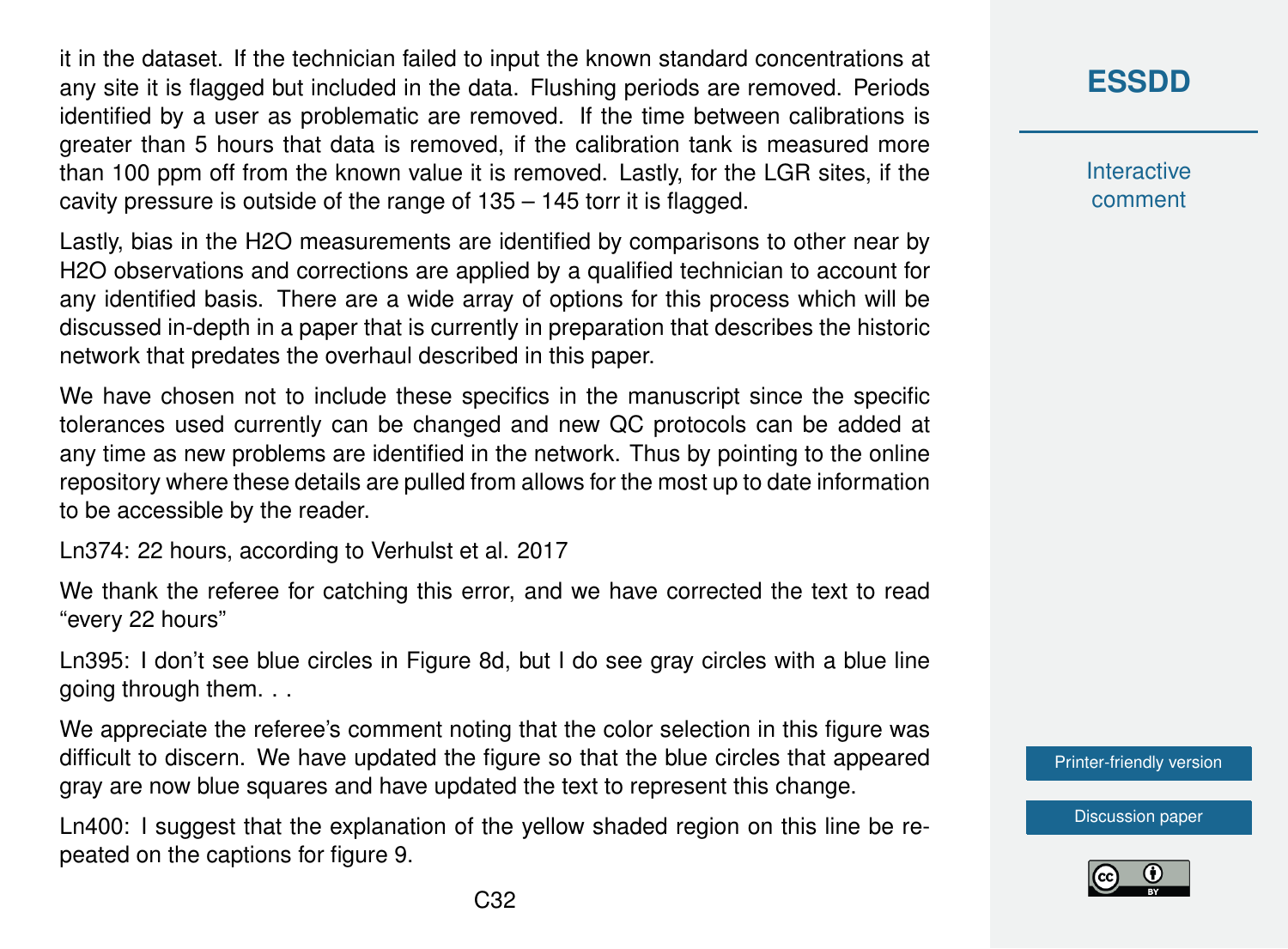it in the dataset. If the technician failed to input the known standard concentrations at any site it is flagged but included in the data. Flushing periods are removed. Periods identified by a user as problematic are removed. If the time between calibrations is greater than 5 hours that data is removed, if the calibration tank is measured more than 100 ppm off from the known value it is removed. Lastly, for the LGR sites, if the cavity pressure is outside of the range of 135 – 145 torr it is flagged.

Lastly, bias in the H2O measurements are identified by comparisons to other near by H2O observations and corrections are applied by a qualified technician to account for any identified basis. There are a wide array of options for this process which will be discussed in-depth in a paper that is currently in preparation that describes the historic network that predates the overhaul described in this paper.

We have chosen not to include these specifics in the manuscript since the specific tolerances used currently can be changed and new QC protocols can be added at any time as new problems are identified in the network. Thus by pointing to the online repository where these details are pulled from allows for the most up to date information to be accessible by the reader.

Ln374: 22 hours, according to Verhulst et al. 2017

We thank the referee for catching this error, and we have corrected the text to read "every 22 hours"

Ln395: I don't see blue circles in Figure 8d, but I do see gray circles with a blue line going through them. . .

We appreciate the referee's comment noting that the color selection in this figure was difficult to discern. We have updated the figure so that the blue circles that appeared gray are now blue squares and have updated the text to represent this change.

Ln400: I suggest that the explanation of the yellow shaded region on this line be repeated on the captions for figure 9.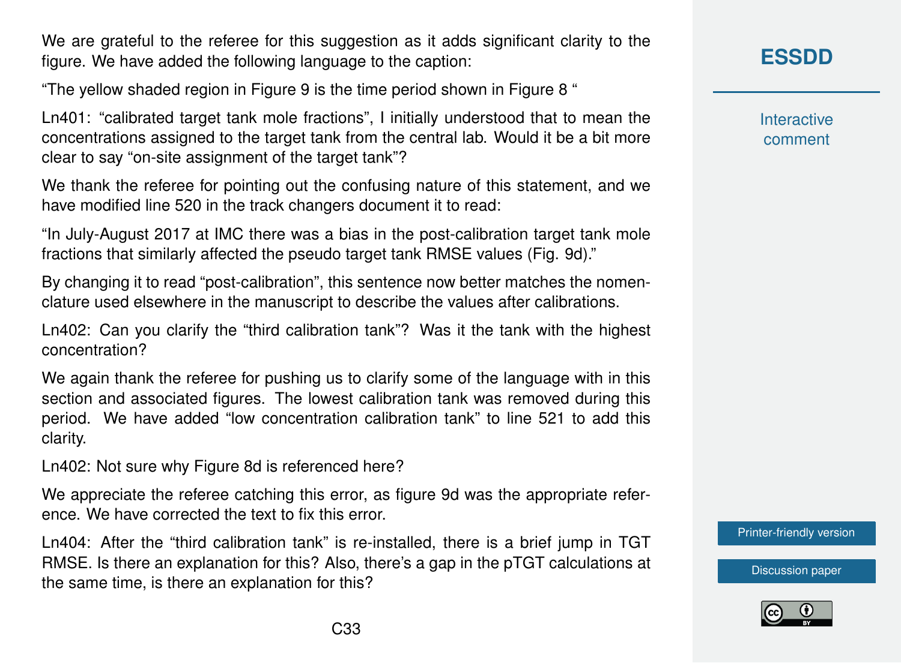We are grateful to the referee for this suggestion as it adds significant clarity to the figure. We have added the following language to the caption:

"The yellow shaded region in Figure 9 is the time period shown in Figure 8 "

Ln401: "calibrated target tank mole fractions", I initially understood that to mean the concentrations assigned to the target tank from the central lab. Would it be a bit more clear to say "on-site assignment of the target tank"?

We thank the referee for pointing out the confusing nature of this statement, and we have modified line 520 in the track changers document it to read:

"In July-August 2017 at IMC there was a bias in the post-calibration target tank mole fractions that similarly affected the pseudo target tank RMSE values (Fig. 9d)."

By changing it to read "post-calibration", this sentence now better matches the nomenclature used elsewhere in the manuscript to describe the values after calibrations.

Ln402: Can you clarify the "third calibration tank"? Was it the tank with the highest concentration?

We again thank the referee for pushing us to clarify some of the language with in this section and associated figures. The lowest calibration tank was removed during this period. We have added "low concentration calibration tank" to line 521 to add this clarity.

Ln402: Not sure why Figure 8d is referenced here?

We appreciate the referee catching this error, as figure 9d was the appropriate reference. We have corrected the text to fix this error.

Ln404: After the "third calibration tank" is re-installed, there is a brief jump in TGT RMSE. Is there an explanation for this? Also, there's a gap in the pTGT calculations at the same time, is there an explanation for this?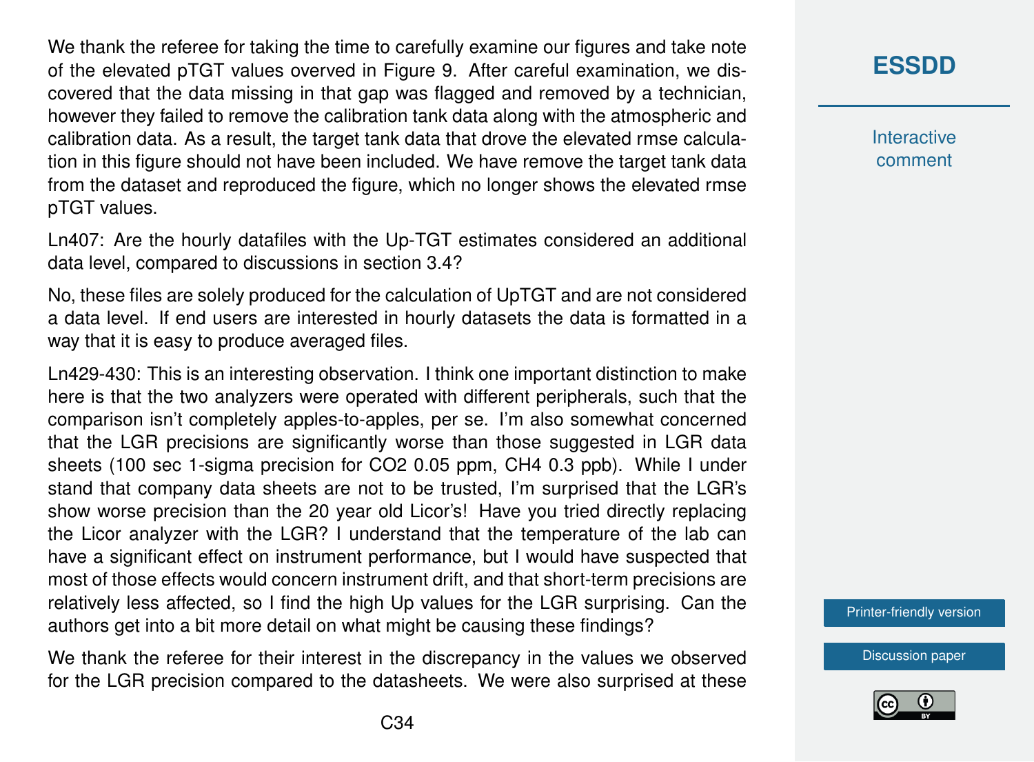We thank the referee for taking the time to carefully examine our figures and take note of the elevated pTGT values overved in Figure 9. After careful examination, we discovered that the data missing in that gap was flagged and removed by a technician, however they failed to remove the calibration tank data along with the atmospheric and calibration data. As a result, the target tank data that drove the elevated rmse calculation in this figure should not have been included. We have remove the target tank data from the dataset and reproduced the figure, which no longer shows the elevated rmse pTGT values.

Ln407: Are the hourly datafiles with the Up-TGT estimates considered an additional data level, compared to discussions in section 3.4?

No, these files are solely produced for the calculation of UpTGT and are not considered a data level. If end users are interested in hourly datasets the data is formatted in a way that it is easy to produce averaged files.

Ln429-430: This is an interesting observation. I think one important distinction to make here is that the two analyzers were operated with different peripherals, such that the comparison isn't completely apples-to-apples, per se. I'm also somewhat concerned that the LGR precisions are significantly worse than those suggested in LGR data sheets (100 sec 1-sigma precision for $CO_2$ 0.05 ppm, $CH_4$ 0.3 ppb). While I under stand that company data sheets are not to be trusted, I'm surprised that the LGR's show worse precision than the 20 year old Licor's! Have you tried directly replacing the Licor analyzer with the LGR? I understand that the temperature of the lab can have a significant effect on instrument performance, but I would have suspected that most of those effects would concern instrument drift, and that short-term precisions are relatively less affected, so I find the high Up values for the LGR surprising. Can the authors get into a bit more detail on what might be causing these findings?

We thank the referee for their interest in the discrepancy in the values we observed for the LGR precision compared to the datasheets. We were also surprised at these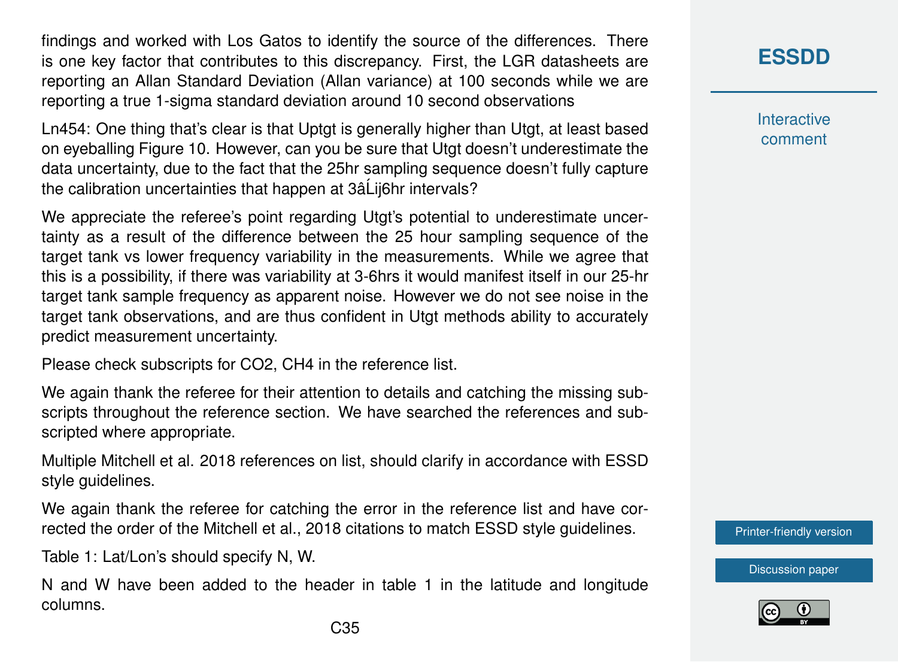findings and worked with Los Gatos to identify the source of the differences. There is one key factor that contributes to this discrepancy. First, the LGR datasheets are reporting an Allan Standard Deviation (Allan variance) at 100 seconds while we are reporting a true 1-sigma standard deviation around 10 second observations

Ln454: One thing that's clear is that Uptgt is generally higher than Utgt, at least based on eyeballing Figure 10. However, can you be sure that Utgt doesn't underestimate the data uncertainty, due to the fact that the 25hr sampling sequence doesn't fully capture the calibration uncertainties that happen at 3âĹij6hr intervals?

We appreciate the referee's point regarding Utgt's potential to underestimate uncertainty as a result of the difference between the 25 hour sampling sequence of the target tank vs lower frequency variability in the measurements. While we agree that this is a possibility, if there was variability at 3-6hrs it would manifest itself in our 25-hr target tank sample frequency as apparent noise. However we do not see noise in the target tank observations, and are thus confident in Utgt methods ability to accurately predict measurement uncertainty.

Please check subscripts for CO2, CH4 in the reference list.

We again thank the referee for their attention to details and catching the missing subscripts throughout the reference section. We have searched the references and subscripted where appropriate.

Multiple Mitchell et al. 2018 references on list, should clarify in accordance with ESSD style guidelines.

We again thank the referee for catching the error in the reference list and have corrected the order of the Mitchell et al., 2018 citations to match ESSD style guidelines.

Table 1: Lat/Lon's should specify N, W.

N and W have been added to the header in table 1 in the latitude and longitude columns.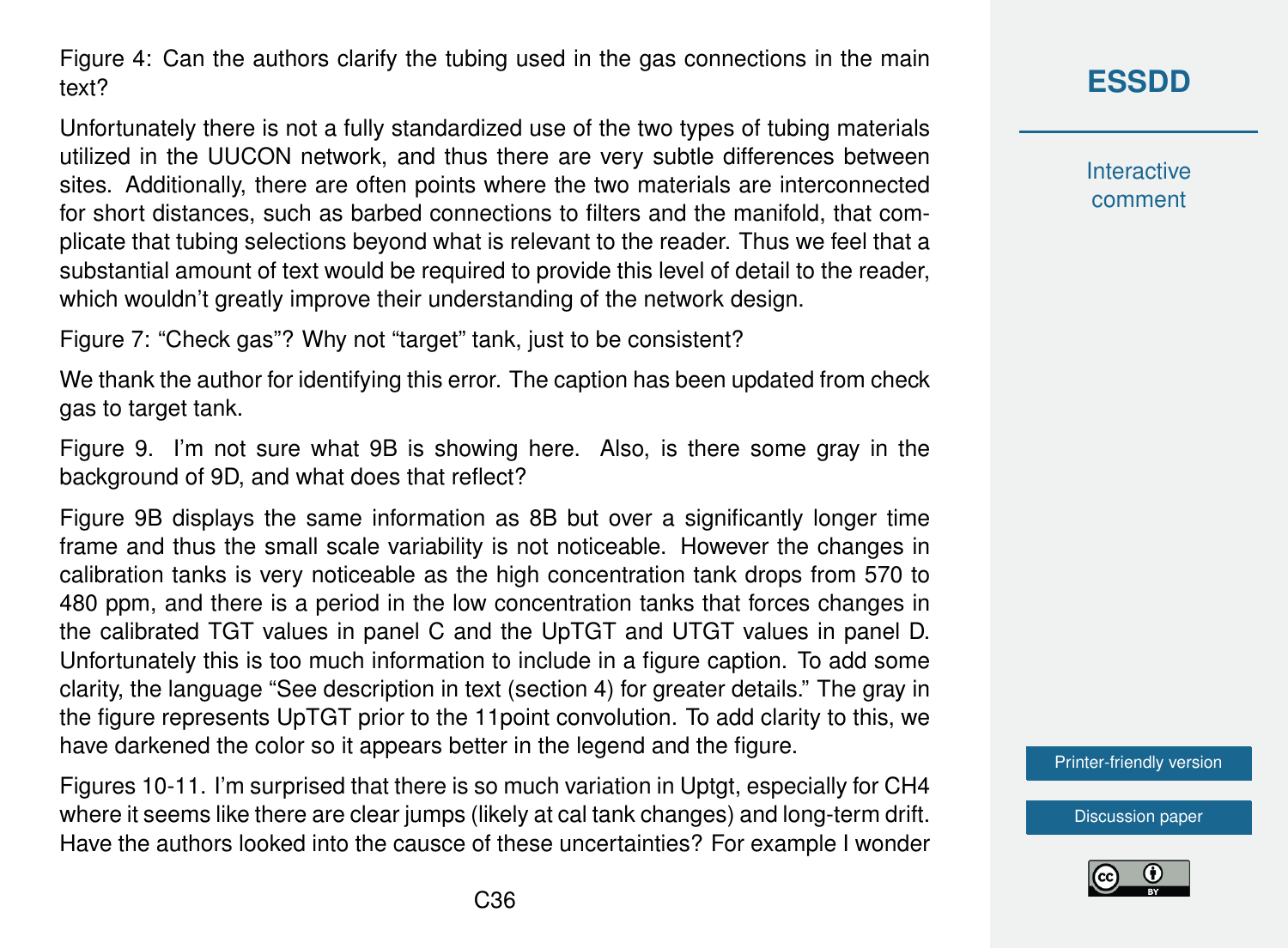Figure 4: Can the authors clarify the tubing used in the gas connections in the main text?

Unfortunately there is not a fully standardized use of the two types of tubing materials utilized in the UUCON network, and thus there are very subtle differences between sites. Additionally, there are often points where the two materials are interconnected for short distances, such as barbed connections to filters and the manifold, that complicate that tubing selections beyond what is relevant to the reader. Thus we feel that a substantial amount of text would be required to provide this level of detail to the reader, which wouldn't greatly improve their understanding of the network design.

Figure 7: "Check gas"? Why not "target" tank, just to be consistent?

We thank the author for identifying this error. The caption has been updated from check gas to target tank.

Figure 9. I'm not sure what 9B is showing here. Also, is there some gray in the background of 9D, and what does that reflect?

Figure 9B displays the same information as 8B but over a significantly longer time frame and thus the small scale variability is not noticeable. However the changes in calibration tanks is very noticeable as the high concentration tank drops from 570 to 480 ppm, and there is a period in the low concentration tanks that forces changes in the calibrated TGT values in panel C and the UpTGT and UTGT values in panel D. Unfortunately this is too much information to include in a figure caption. To add some clarity, the language "See description in text (section 4) for greater details." The gray in the figure represents UpTGT prior to the 11point convolution. To add clarity to this, we have darkened the color so it appears better in the legend and the figure.

Figures 10-11. I'm surprised that there is so much variation in Uptgt, especially for $CH_4$ where it seems like there are clear jumps (likely at cal tank changes) and long-term drift. Have the authors looked into the causce of these uncertainties? For example I wonder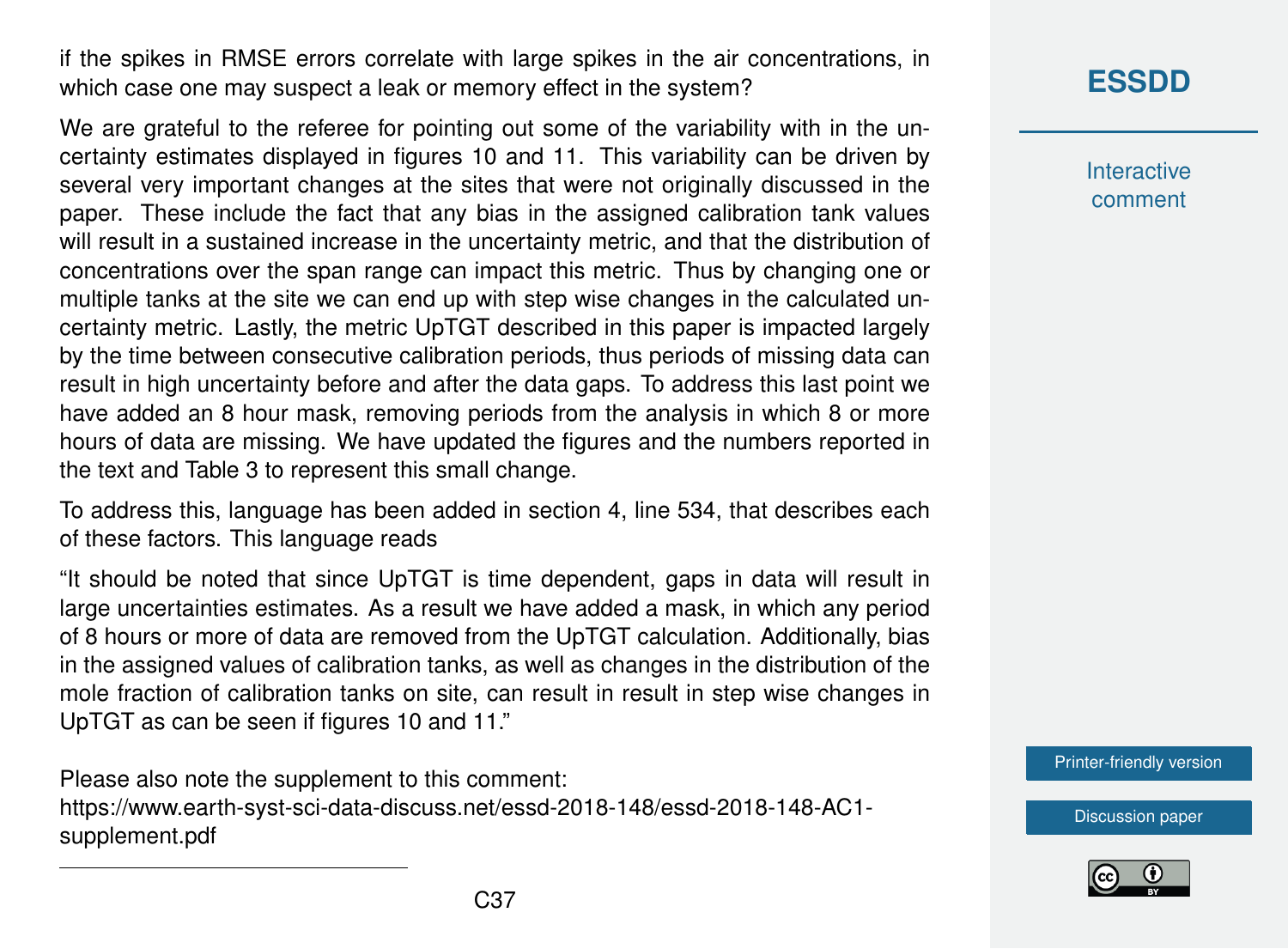if the spikes in RMSE errors correlate with large spikes in the air concentrations, in which case one may suspect a leak or memory effect in the system?

We are grateful to the referee for pointing out some of the variability with in the uncertainty estimates displayed in figures 10 and 11. This variability can be driven by several very important changes at the sites that were not originally discussed in the paper. These include the fact that any bias in the assigned calibration tank values will result in a sustained increase in the uncertainty metric, and that the distribution of concentrations over the span range can impact this metric. Thus by changing one or multiple tanks at the site we can end up with step wise changes in the calculated uncertainty metric. Lastly, the metric UpTGT described in this paper is impacted largely by the time between consecutive calibration periods, thus periods of missing data can result in high uncertainty before and after the data gaps. To address this last point we have added an 8 hour mask, removing periods from the analysis in which 8 or more hours of data are missing. We have updated the figures and the numbers reported in the text and Table 3 to represent this small change.

To address this, language has been added in section 4, line 534, that describes each of these factors. This language reads

"It should be noted that since UpTGT is time dependent, gaps in data will result in large uncertainties estimates. As a result we have added a mask, in which any period of 8 hours or more of data are removed from the UpTGT calculation. Additionally, bias in the assigned values of calibration tanks, as well as changes in the distribution of the mole fraction of calibration tanks on site, can result in result in step wise changes in UpTGT as can be seen if figures 10 and 11."

Please also note the supplement to this comment:
https://www.earth-syst-sci-data-discuss.net/essd-2018-148/essd-2018-148-AC1-supplement.pdf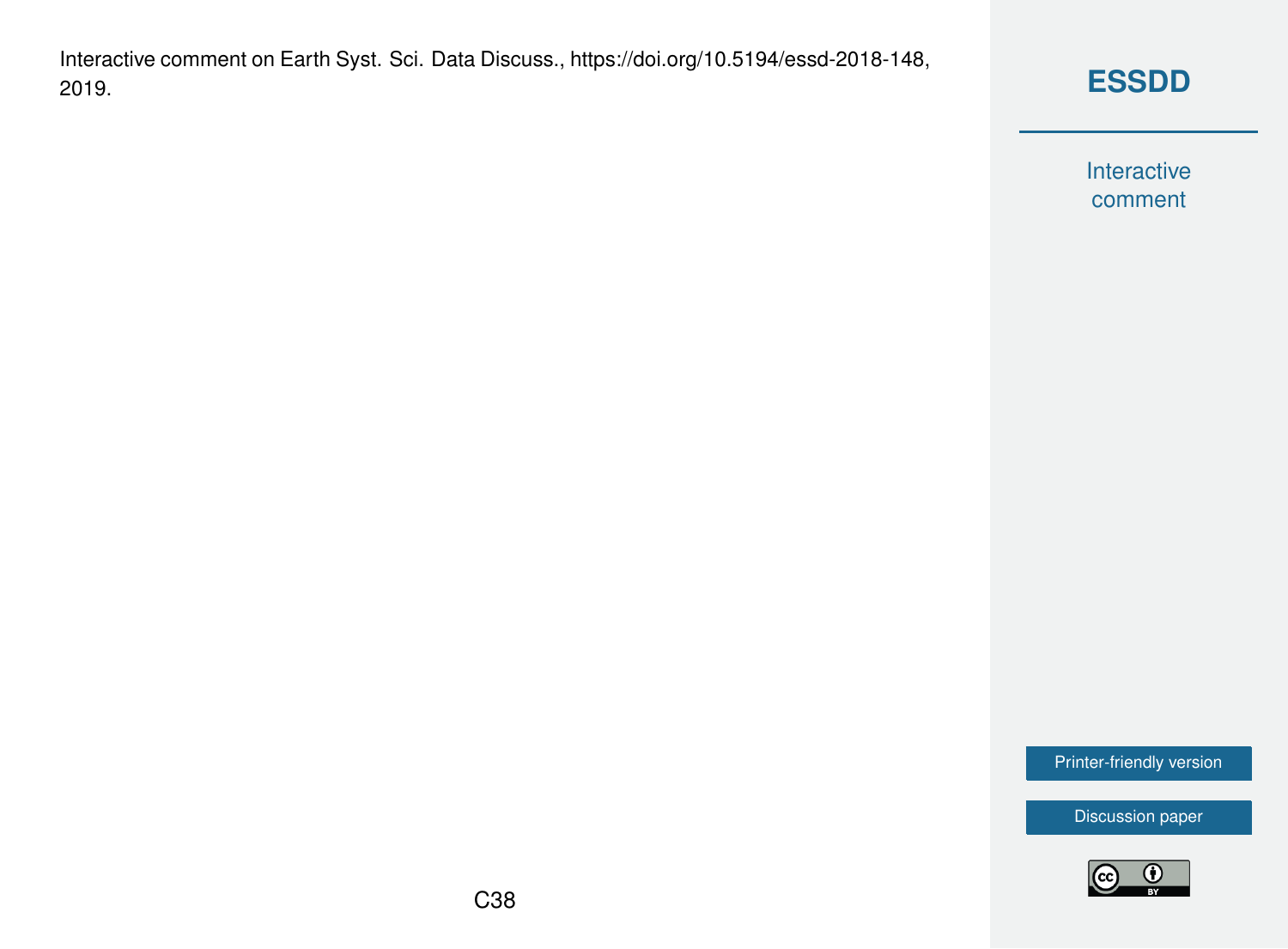Interactive comment on Earth Syst. Sci. Data Discuss., https://doi.org/10.5194/essd-2018-148, 2019.